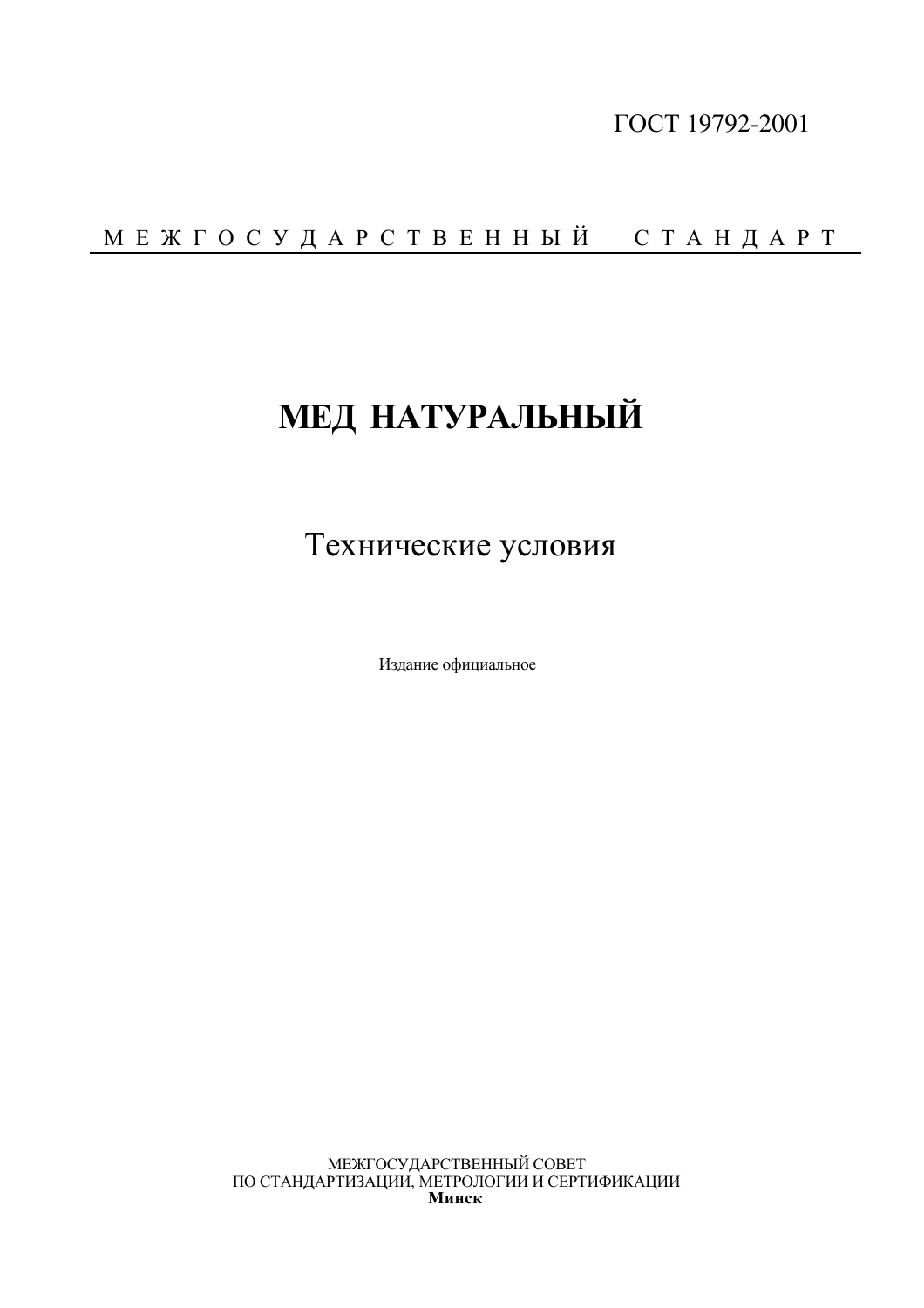ГОСТ 19792-2001

МЕЖГОСУДАРСТВЕННЫЙ СТАНДАРТ

# МЕД НАТУРАЛЬНЫЙ

## Технические условия

Издание официальное

МЕЖГОСУДАРСТВЕННЫЙ СОВЕТ
ПО СТАНДАРТИЗАЦИИ, МЕТРОЛОГИИ И СЕРТИФИКАЦИИ
**Минск**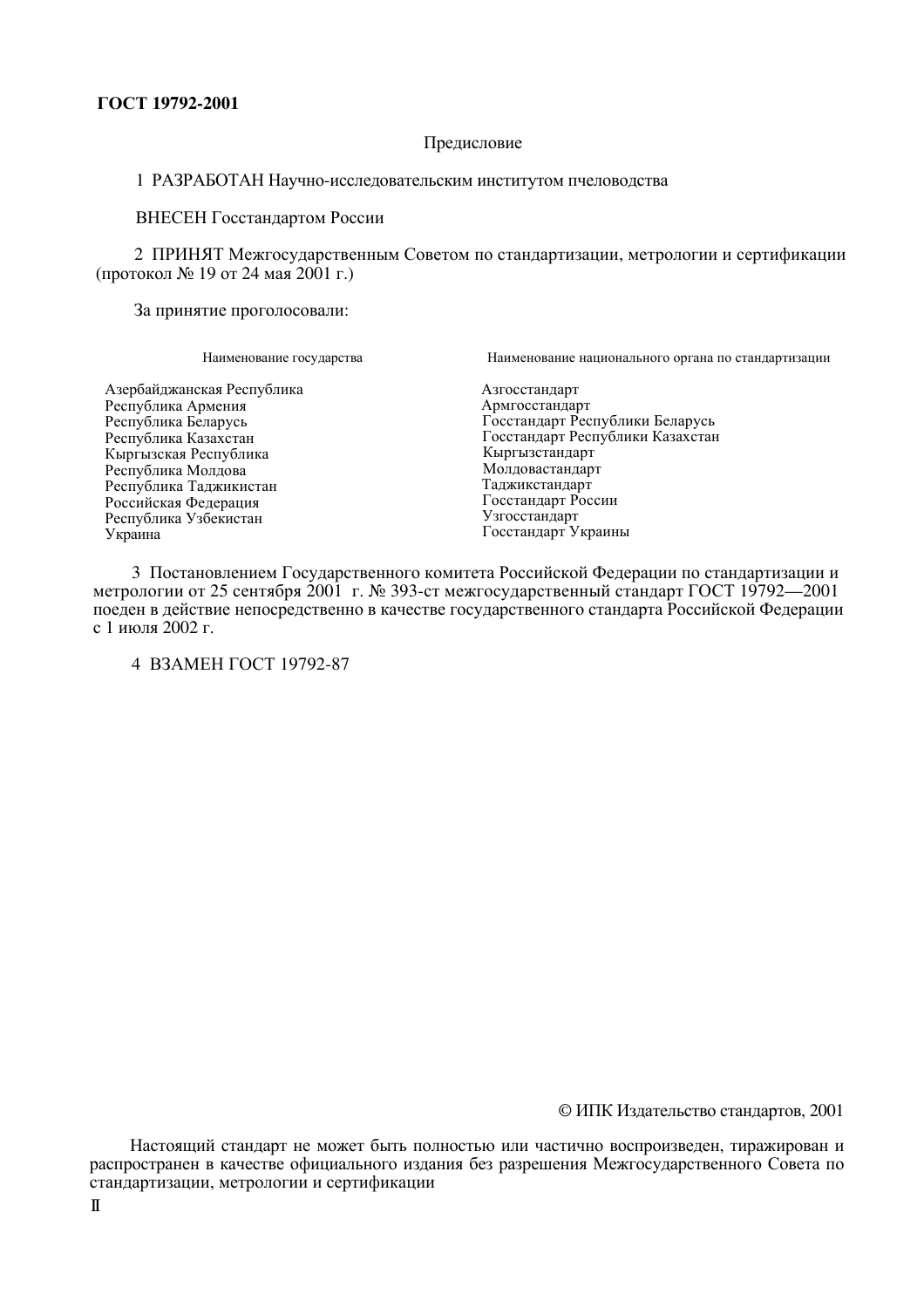## Предисловие

1 РАЗРАБОТАН Научно-исследовательским институтом пчеловодства

ВНЕСЕН Госстандартом России

2 ПРИНЯТ Межгосударственным Советом по стандартизации, метрологии и сертификации (протокол № 19 от 24 мая 2001 г.)

За принятие проголосовали:

| Наименование государства | Наименование национального органа по стандартизации |
| --- | --- |
| Азербайджанская Республика | Азгосстандарт |
| Республика Армения | Армгосстандарт |
| Республика Беларусь | Госстандарт Республики Беларусь |
| Республика Казахстан | Госстандарт Республики Казахстан |
| Кыргызская Республика | Кыргызстандарт |
| Республика Молдова | Молдовастандарт |
| Республика Таджикистан | Таджикстандарт |
| Российская Федерация | Госстандарт России |
| Республика Узбекистан | Узгосстандарт |
| Украина | Госстандарт Украины |

3 Постановлением Государственного комитета Российской Федерации по стандартизации и метрологии от 25 сентября 2001 г. № 393-ст межгосударственный стандарт ГОСТ 19792—2001 поеден в действие непосредственно в качестве государственного стандарта Российской Федерации с 1 июля 2002 г.

4 ВЗАМЕН ГОСТ 19792-87

© ИПК Издательство стандартов, 2001

Настоящий стандарт не может быть полностью или частично воспроизведен, тиражирован и распространен в качестве официального издания без разрешения Межгосударственного Совета по стандартизации, метрологии и сертификации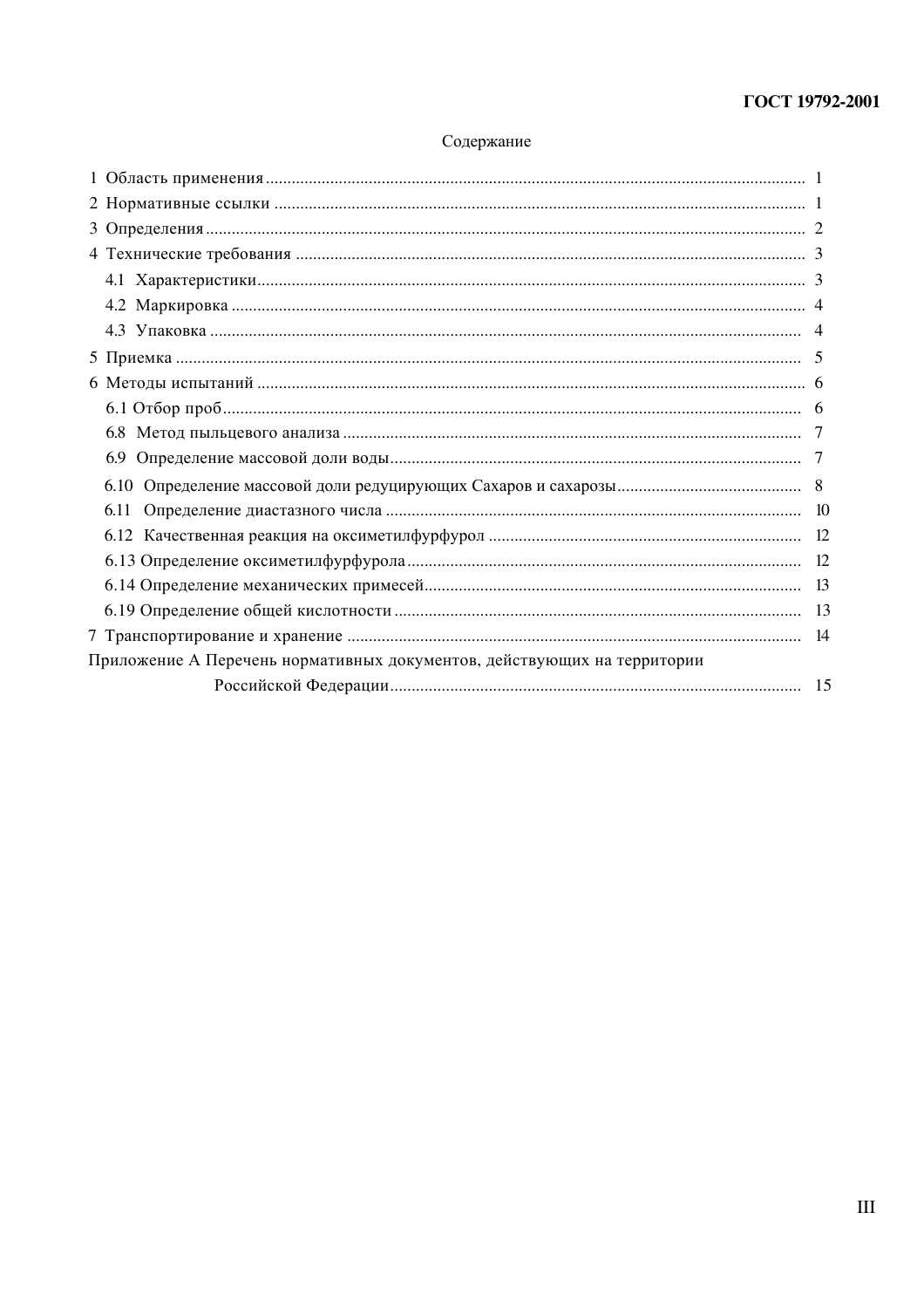Содержание

1 Область применения ............................................................................................................................ 1
2 Нормативные ссылки .......................................................................................................................... 1
3 Определения .......................................................................................................................................... 2
4 Технические требования ..................................................................................................................... 3
   4.1 Характеристики .............................................................................................................................. 3
   4.2 Маркировка .................................................................................................................................... 4
   4.3 Упаковка ........................................................................................................................................ 4
5 Приемка ................................................................................................................................................ 5
6 Методы испытаний .............................................................................................................................. 6
   6.1 Отбор проб ..................................................................................................................................... 6
   6.8 Метод пыльцевого анализа .......................................................................................................... 7
   6.9 Определение массовой доли воды ............................................................................................... 7
   6.10 Определение массовой доли редуцирующих Сахаров и сахарозы .......................................... 8
   6.11 Определение диастазного числа ................................................................................................ 10
   6.12 Качественная реакция на оксиметилфурфурол ........................................................................ 12
   6.13 Определение оксиметилфурфурола ........................................................................................... 12
   6.14 Определение механических примесей ....................................................................................... 13
   6.19 Определение общей кислотности .............................................................................................. 13
7 Транспортирование и хранение ......................................................................................................... 14
Приложение А Перечень нормативных документов, действующих на территории Российской Федерации ............................................................................................... 15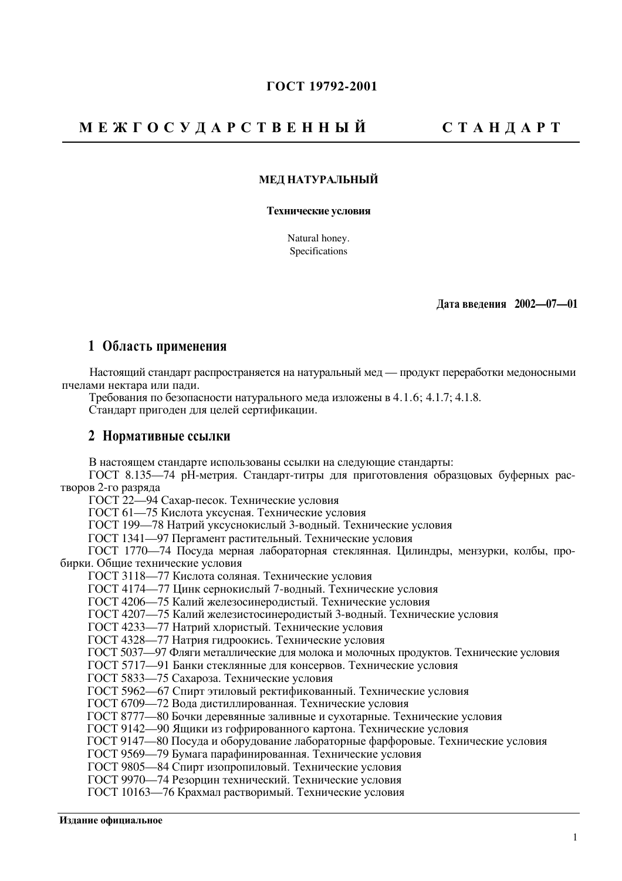**ГОСТ 19792-2001**

**М Е Ж Г О С У Д А Р С Т В Е Н Н Ы Й С Т А Н Д А Р Т**

**МЕД НАТУРАЛЬНЫЙ**

**Технические условия**

Natural honey.
Specifications

**Дата введения 2002—07—01**

## 1 Область применения

Настоящий стандарт распространяется на натуральный мед — продукт переработки медоносными пчелами нектара или пади.

Требования по безопасности натурального меда изложены в 4.1.6; 4.1.7; 4.1.8.

Стандарт пригоден для целей сертификации.

## 2 Нормативные ссылки

В настоящем стандарте использованы ссылки на следующие стандарты:

ГОСТ 8.135—74 рН-метрия. Стандарт-титры для приготовления образцовых буферных растворов 2-го разряда

ГОСТ 22—94 Сахар-песок. Технические условия

ГОСТ 61—75 Кислота уксусная. Технические условия

ГОСТ 199—78 Натрий уксуснокислый 3-водный. Технические условия

ГОСТ 1341—97 Пергамент растительный. Технические условия

ГОСТ 1770—74 Посуда мерная лабораторная стеклянная. Цилиндры, мензурки, колбы, пробирки. Общие технические условия

ГОСТ 3118—77 Кислота соляная. Технические условия

ГОСТ 4174—77 Цинк сернокислый 7-водный. Технические условия

ГОСТ 4206—75 Калий железосинеродистый. Технические условия

ГОСТ 4207—75 Калий железистосинеродистый 3-водный. Технические условия

ГОСТ 4233—77 Натрий хлористый. Технические условия

ГОСТ 4328—77 Натрия гидроокись. Технические условия

ГОСТ 5037—97 Фляги металлические для молока и молочных продуктов. Технические условия

ГОСТ 5717—91 Банки стеклянные для консервов. Технические условия

ГОСТ 5833—75 Сахароза. Технические условия

ГОСТ 5962—67 Спирт этиловый ректификованный. Технические условия

ГОСТ 6709—72 Вода дистиллированная. Технические условия

ГОСТ 8777—80 Бочки деревянные заливные и сухотарные. Технические условия

ГОСТ 9142—90 Ящики из гофрированного картона. Технические условия

ГОСТ 9147—80 Посуда и оборудование лабораторные фарфоровые. Технические условия

ГОСТ 9569—79 Бумага парафинированная. Технические условия

ГОСТ 9805—84 Спирт изопропиловый. Технические условия

ГОСТ 9970—74 Резорцин технический. Технические условия

ГОСТ 10163—76 Крахмал растворимый. Технические условия

**Издание официальное**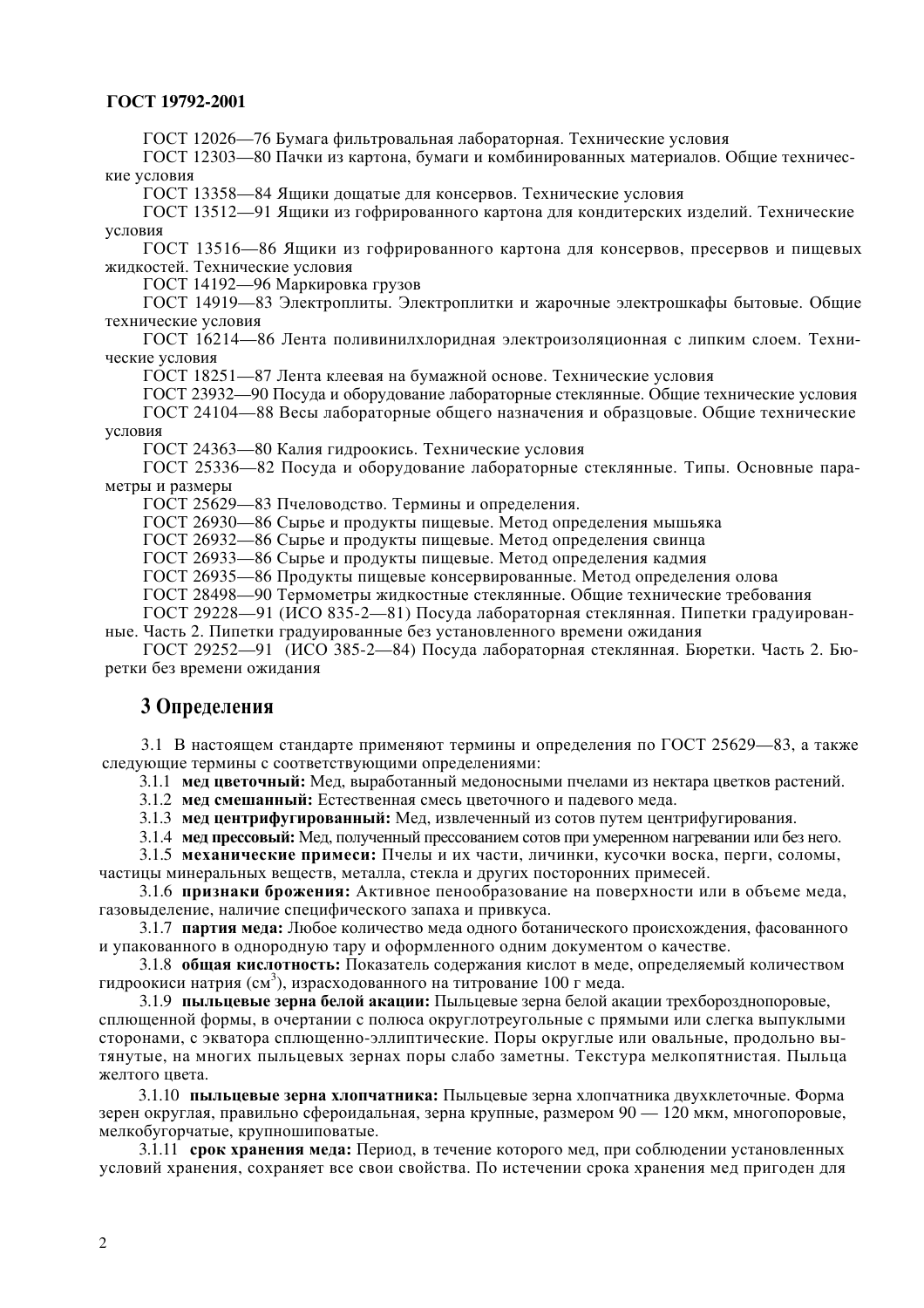ГОСТ 12026—76 Бумага фильтровальная лабораторная. Технические условия

ГОСТ 12303—80 Пачки из картона, бумаги и комбинированных материалов. Общие технические условия

ГОСТ 13358—84 Ящики дощатые для консервов. Технические условия

ГОСТ 13512—91 Ящики из гофрированного картона для кондитерских изделий. Технические условия

ГОСТ 13516—86 Ящики из гофрированного картона для консервов, пресервов и пищевых жидкостей. Технические условия

ГОСТ 14192—96 Маркировка грузов

ГОСТ 14919—83 Электроплиты. Электроплитки и жарочные электрошкафы бытовые. Общие технические условия

ГОСТ 16214—86 Лента поливинилхлоридная электроизоляционная с липким слоем. Технические условия

ГОСТ 18251—87 Лента клеевая на бумажной основе. Технические условия

ГОСТ 23932—90 Посуда и оборудование лабораторные стеклянные. Общие технические условия

ГОСТ 24104—88 Весы лабораторные общего назначения и образцовые. Общие технические условия

ГОСТ 24363—80 Калия гидроокись. Технические условия

ГОСТ 25336—82 Посуда и оборудование лабораторные стеклянные. Типы. Основные параметры и размеры

ГОСТ 25629—83 Пчеловодство. Термины и определения.

ГОСТ 26930—86 Сырье и продукты пищевые. Метод определения мышьяка

ГОСТ 26932—86 Сырье и продукты пищевые. Метод определения свинца

ГОСТ 26933—86 Сырье и продукты пищевые. Метод определения кадмия

ГОСТ 26935—86 Продукты пищевые консервированные. Метод определения олова

ГОСТ 28498—90 Термометры жидкостные стеклянные. Общие технические требования

ГОСТ 29228—91 (ИСО 835-2—81) Посуда лабораторная стеклянная. Пипетки градуированные. Часть 2. Пипетки градуированные без установленного времени ожидания

ГОСТ 29252—91 (ИСО 385-2—84) Посуда лабораторная стеклянная. Бюретки. Часть 2. Бюретки без времени ожидания

## 3 Определения

3.1 В настоящем стандарте применяют термины и определения по ГОСТ 25629—83, а также следующие термины с соответствующими определениями:

3.1.1 **мед цветочный:** Мед, выработанный медоносными пчелами из нектара цветков растений.

3.1.2 **мед смешанный:** Естественная смесь цветочного и падевого меда.

3.1.3 **мед центрифугированный:** Мед, извлеченный из сотов путем центрифугирования.

3.1.4 **мед прессовый:** Мед, полученный прессованием сотов при умеренном нагревании или без него.

3.1.5 **механические примеси:** Пчелы и их части, личинки, кусочки воска, перги, соломы, частицы минеральных веществ, металла, стекла и других посторонних примесей.

3.1.6 **признаки брожения:** Активное пенообразование на поверхности или в объеме меда, газовыделение, наличие специфического запаха и привкуса.

3.1.7 **партия меда:** Любое количество меда одного ботанического происхождения, фасованного и упакованного в однородную тару и оформленного одним документом о качестве.

3.1.8 **общая кислотность:** Показатель содержания кислот в меде, определяемый количеством гидроокиси натрия (см$^3$), израсходованного на титрование 100 г меда.

3.1.9 **пыльцевые зерна белой акации:** Пыльцевые зерна белой акации трехбороздно­поровые, сплющенной формы, в очертании с полюса округлотреугольные с прямыми или слегка выпуклыми сторонами, с экватора сплющенно-эллиптические. Поры округлые или овальные, продольно вытянутые, на многих пыльцевых зернах поры слабо заметны. Текстура мелкопятнистая. Пыльца желтого цвета.

3.1.10 **пыльцевые зерна хлопчатника:** Пыльцевые зерна хлопчатника двухклеточные. Форма зерен округлая, правильно сфероидальная, зерна крупные, размером 90 — 120 мкм, многопоровые, мелкобугорчатые, крупношиповатые.

3.1.11 **срок хранения меда:** Период, в течение которого мед, при соблюдении установленных условий хранения, сохраняет все свои свойства. По истечении срока хранения мед пригоден для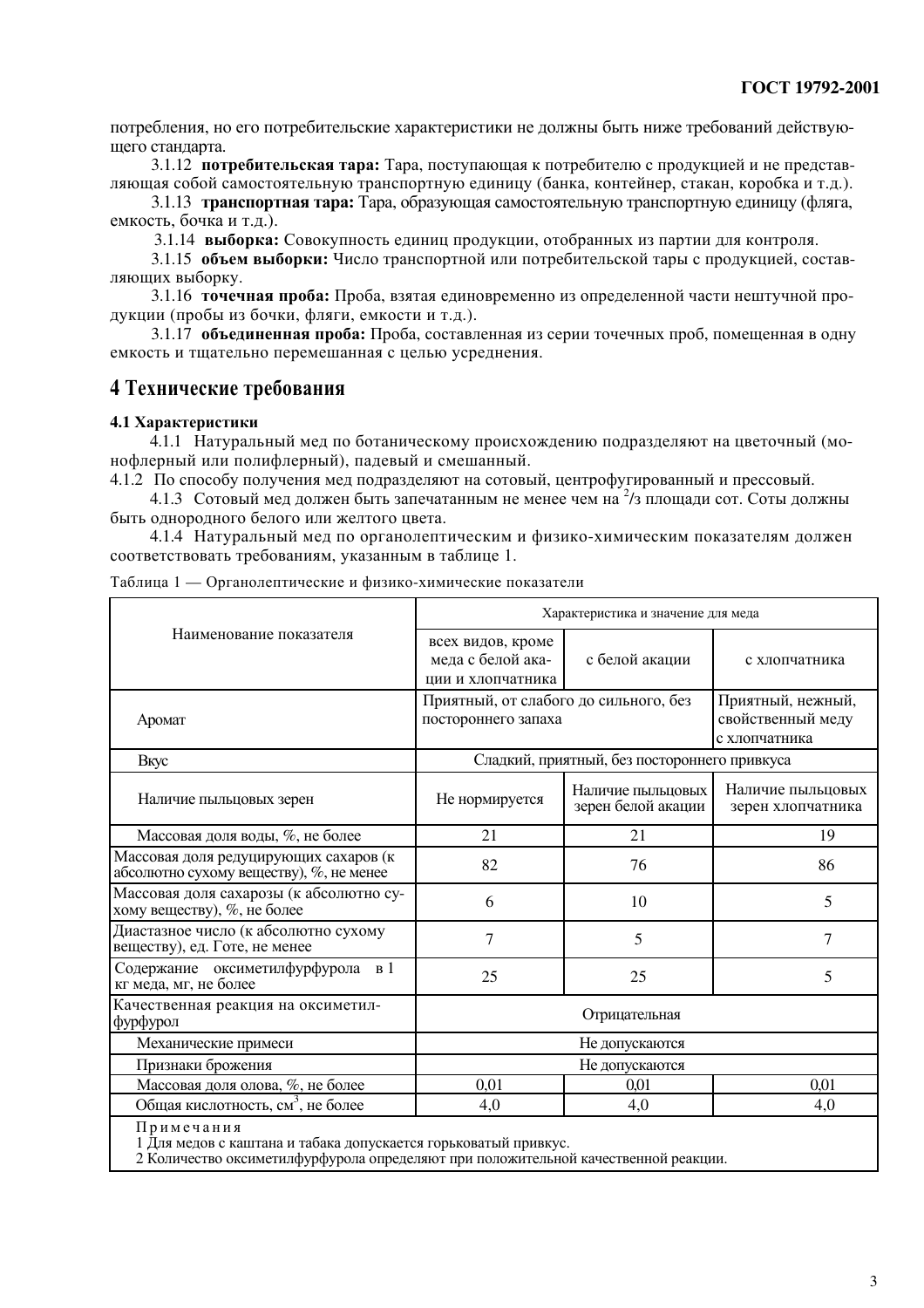потребления, но его потребительские характеристики не должны быть ниже требований действующего стандарта.

3.1.12 **потребительская тара:** Тара, поступающая к потребителю с продукцией и не представляющая собой самостоятельную транспортную единицу (банка, контейнер, стакан, коробка и т.д.).

3.1.13 **транспортная тара:** Тара, образующая самостоятельную транспортную единицу (фляга, емкость, бочка и т.д.).

3.1.14 **выборка:** Совокупность единиц продукции, отобранных из партии для контроля.

3.1.15 **объем выборки:** Число транспортной или потребительской тары с продукцией, составляющих выборку.

3.1.16 **точечная проба:** Проба, взятая единовременно из определенной части нештучной продукции (пробы из бочки, фляги, емкости и т.д.).

3.1.17 **объединенная проба:** Проба, составленная из серии точечных проб, помещенная в одну емкость и тщательно перемешанная с целью усреднения.

## 4 Технические требования

### 4.1 Характеристики

4.1.1 Натуральный мед по ботаническому происхождению подразделяют на цветочный (монофлерный или полифлерный), падевый и смешанный.

4.1.2 По способу получения мед подразделяют на сотовый, центрофугированный и прессовый.

4.1.3 Сотовый мед должен быть запечатанным не менее чем на $^{2}/_{3}$ площади сот. Соты должны быть однородного белого или желтого цвета.

4.1.4 Натуральный мед по органолептическим и физико-химическим показателям должен соответствовать требованиям, указанным в таблице 1.

Таблица 1 — Органолептические и физико-химические показатели

| Наименование показателя | Характеристика и значение для меда | | |
|---|---|---|---|
| | всех видов, кроме меда с белой акации и хлопчатника | с белой акации | с хлопчатника |
| Аромат | Приятный, от слабого до сильного, без постороннего запаха | | Приятный, нежный, свойственный меду с хлопчатника |
| Вкус | Сладкий, приятный, без постороннего привкуса | | |
| Наличие пыльцовых зерен | Не нормируется | Наличие пыльцовых зерен белой акации | Наличие пыльцовых зерен хлопчатника |
| Массовая доля воды, %, не более | 21 | 21 | 19 |
| Массовая доля редуцирующих сахаров (к абсолютно сухому веществу), %, не менее | 82 | 76 | 86 |
| Массовая доля сахарозы (к абсолютно сухому веществу), %, не более | 6 | 10 | 5 |
| Диастазное число (к абсолютно сухому веществу), ед. Готе, не менее | 7 | 5 | 7 |
| Содержание оксиметилфурфурола в 1 кг меда, мг, не более | 25 | 25 | 5 |
| Качественная реакция на оксиметилфурфурол | Отрицательная | | |
| Механические примеси | Не допускаются | | |
| Признаки брожения | Не допускаются | | |
| Массовая доля олова, %, не более | 0,01 | 0,01 | 0,01 |
| Общая кислотность, см$^{3}$, не более | 4,0 | 4,0 | 4,0 |

Примечания

1 Для медов с каштана и табака допускается горьковатый привкус.

2 Количество оксиметилфурфурола определяют при положительной качественной реакции.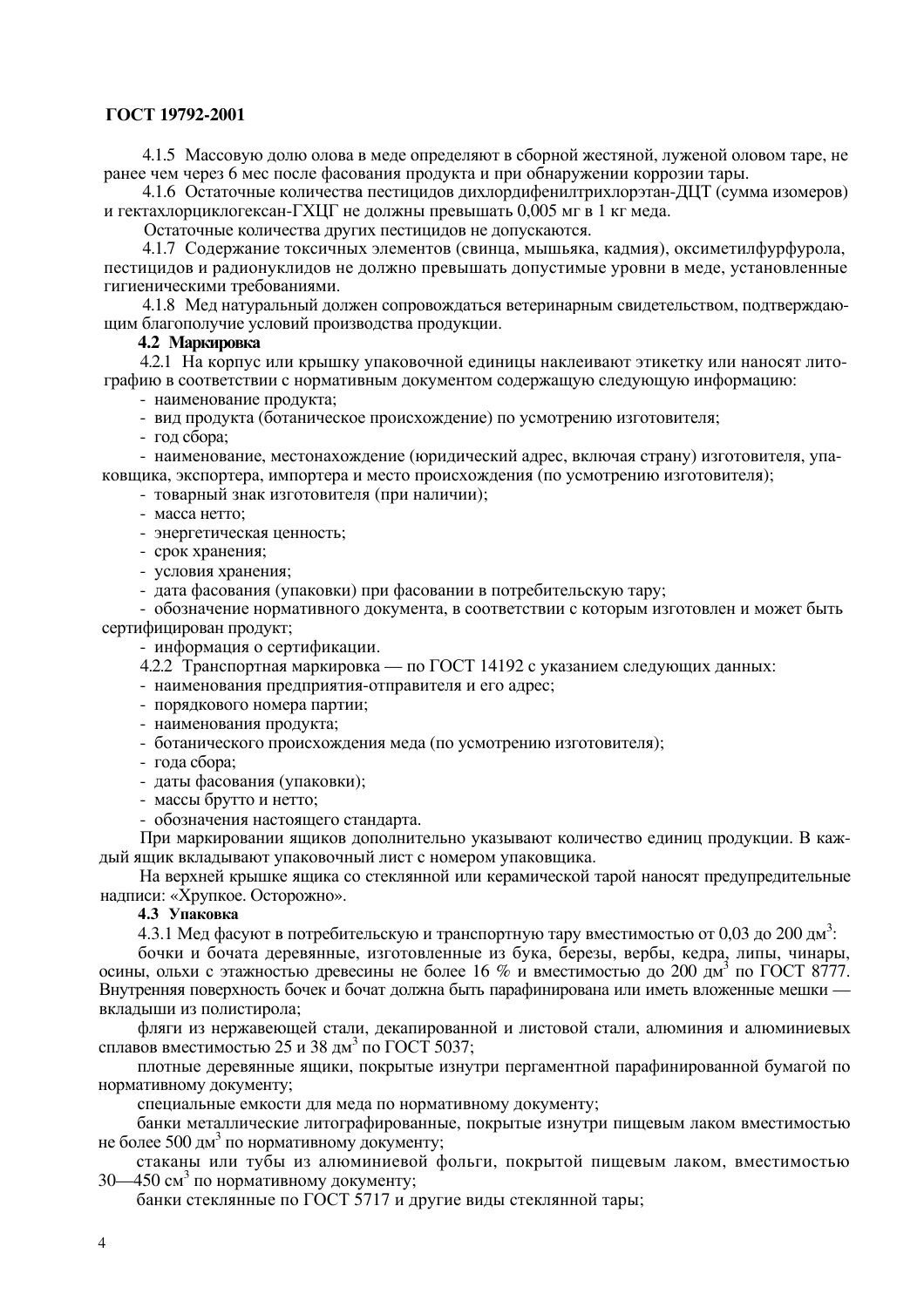4.1.5 Массовую долю олова в меде определяют в сборной жестяной, луженой оловом таре, не ранее чем через 6 мес после фасования продукта и при обнаружении коррозии тары.

4.1.6 Остаточные количества пестицидов дихлордифенилтрихлорэтан-ДЦТ (сумма изомеров) и гектахлорциклогексан-ГХЦГ не должны превышать 0,005 мг в 1 кг меда.

Остаточные количества других пестицидов не допускаются.

4.1.7 Содержание токсичных элементов (свинца, мышьяка, кадмия), оксиметилфурфурола, пестицидов и радионуклидов не должно превышать допустимые уровни в меде, установленные гигиеническими требованиями.

4.1.8 Мед натуральный должен сопровождаться ветеринарным свидетельством, подтверждающим благополучие условий производства продукции.

### 4.2 Маркировка

4.2.1 На корпус или крышку упаковочной единицы наклеивают этикетку или наносят литографию в соответствии с нормативным документом содержащую следующую информацию:

- наименование продукта;
- вид продукта (ботаническое происхождение) по усмотрению изготовителя;
- год сбора;
- наименование, местонахождение (юридический адрес, включая страну) изготовителя, упаковщика, экспортера, импортера и место происхождения (по усмотрению изготовителя);
- товарный знак изготовителя (при наличии);
- масса нетто;
- энергетическая ценность;
- срок хранения;
- условия хранения;
- дата фасования (упаковки) при фасовании в потребительскую тару;
- обозначение нормативного документа, в соответствии с которым изготовлен и может быть сертифицирован продукт;
- информация о сертификации.

4.2.2 Транспортная маркировка — по ГОСТ 14192 с указанием следующих данных:

- наименования предприятия-отправителя и его адрес;
- порядкового номера партии;
- наименования продукта;
- ботанического происхождения меда (по усмотрению изготовителя);
- года сбора;
- даты фасования (упаковки);
- массы брутто и нетто;
- обозначения настоящего стандарта.

При маркировании ящиков дополнительно указывают количество единиц продукции. В каждый ящик вкладывают упаковочный лист с номером упаковщика.

На верхней крышке ящика со стеклянной или керамической тарой наносят предупредительные надписи: «Хрупкое. Осторожно».

### 4.3 Упаковка

4.3.1 Мед фасуют в потребительскую и транспортную тару вместимостью от 0,03 до 200 дм$^3$:

бочки и бочата деревянные, изготовленные из бука, березы, вербы, кедра, липы, чинары, осины, ольхи с этажностью древесины не более 16 % и вместимостью до 200 дм$^3$ по ГОСТ 8777. Внутренняя поверхность бочек и бочат должна быть парафинирована или иметь вложенные мешки — вкладыши из полистирола;

фляги из нержавеющей стали, декапированной и листовой стали, алюминия и алюминиевых сплавов вместимостью 25 и 38 дм$^3$ по ГОСТ 5037;

плотные деревянные ящики, покрытые изнутри пергаментной парафинированной бумагой по нормативному документу;

специальные емкости для меда по нормативному документу;

банки металлические литографированные, покрытые изнутри пищевым лаком вместимостью не более 500 дм$^3$ по нормативному документу;

стаканы или тубы из алюминиевой фольги, покрытой пищевым лаком, вместимостью 30—450 см$^3$ по нормативному документу;

банки стеклянные по ГОСТ 5717 и другие виды стеклянной тары;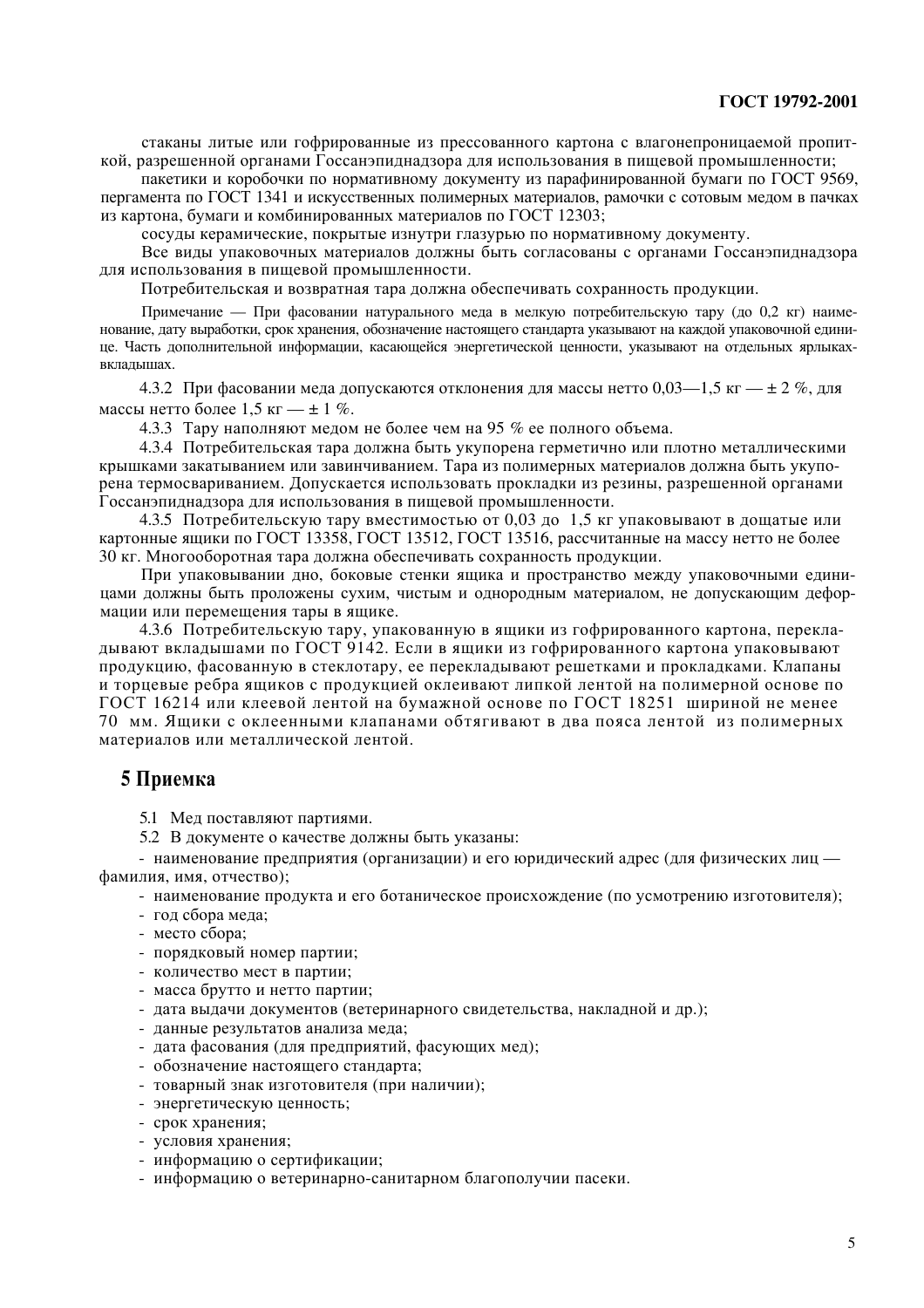стаканы литые или гофрированные из прессованного картона с влагонепроницаемой пропиткой, разрешенной органами Госсанэпиднадзора для использования в пищевой промышленности;

пакетики и коробочки по нормативному документу из парафинированной бумаги по ГОСТ 9569, пергамента по ГОСТ 1341 и искусственных полимерных материалов, рамочки с сотовым медом в пачках из картона, бумаги и комбинированных материалов по ГОСТ 12303;

сосуды керамические, покрытые изнутри глазурью по нормативному документу.

Все виды упаковочных материалов должны быть согласованы с органами Госсанэпиднадзора для использования в пищевой промышленности.

Потребительская и возвратная тара должна обеспечивать сохранность продукции.

Примечание — При фасовании натурального меда в мелкую потребительскую тару (до 0,2 кг) наименование, дату выработки, срок хранения, обозначение настоящего стандарта указывают на каждой упаковочной единице. Часть дополнительной информации, касающейся энергетической ценности, указывают на отдельных ярлыках-вкладышах.

4.3.2 При фасовании меда допускаются отклонения для массы нетто 0,03—1,5 кг — ± 2 %, для массы нетто более 1,5 кг — ± 1 %.

4.3.3 Тару наполняют медом не более чем на 95 % ее полного объема.

4.3.4 Потребительская тара должна быть укупорена герметично или плотно металлическими крышками закатыванием или завинчиванием. Тара из полимерных материалов должна быть укупорена термосвариванием. Допускается использовать прокладки из резины, разрешенной органами Госсанэпиднадзора для использования в пищевой промышленности.

4.3.5 Потребительскую тару вместимостью от 0,03 до 1,5 кг упаковывают в дощатые или картонные ящики по ГОСТ 13358, ГОСТ 13512, ГОСТ 13516, рассчитанные на массу нетто не более 30 кг. Многооборотная тара должна обеспечивать сохранность продукции.

При упаковывании дно, боковые стенки ящика и пространство между упаковочными единицами должны быть проложены сухим, чистым и однородным материалом, не допускающим деформации или перемещения тары в ящике.

4.3.6 Потребительскую тару, упакованную в ящики из гофрированного картона, перекладывают вкладышами по ГОСТ 9142. Если в ящики из гофрированного картона упаковывают продукцию, фасованную в стеклотару, ее перекладывают решетками и прокладками. Клапаны и торцевые ребра ящиков с продукцией оклеивают липкой лентой на полимерной основе по ГОСТ 16214 или клеевой лентой на бумажной основе по ГОСТ 18251 шириной не менее 70 мм. Ящики с оклеенными клапанами обтягивают в два пояса лентой из полимерных материалов или металлической лентой.

## 5 Приемка

5.1 Мед поставляют партиями.

5.2 В документе о качестве должны быть указаны:

- наименование предприятия (организации) и его юридический адрес (для физических лиц — фамилия, имя, отчество);
- наименование продукта и его ботаническое происхождение (по усмотрению изготовителя);
- год сбора меда;
- место сбора;
- порядковый номер партии;
- количество мест в партии;
- масса брутто и нетто партии;
- дата выдачи документов (ветеринарного свидетельства, накладной и др.);
- данные результатов анализа меда;
- дата фасования (для предприятий, фасующих мед);
- обозначение настоящего стандарта;
- товарный знак изготовителя (при наличии);
- энергетическую ценность;
- срок хранения;
- условия хранения;
- информацию о сертификации;
- информацию о ветеринарно-санитарном благополучии пасеки.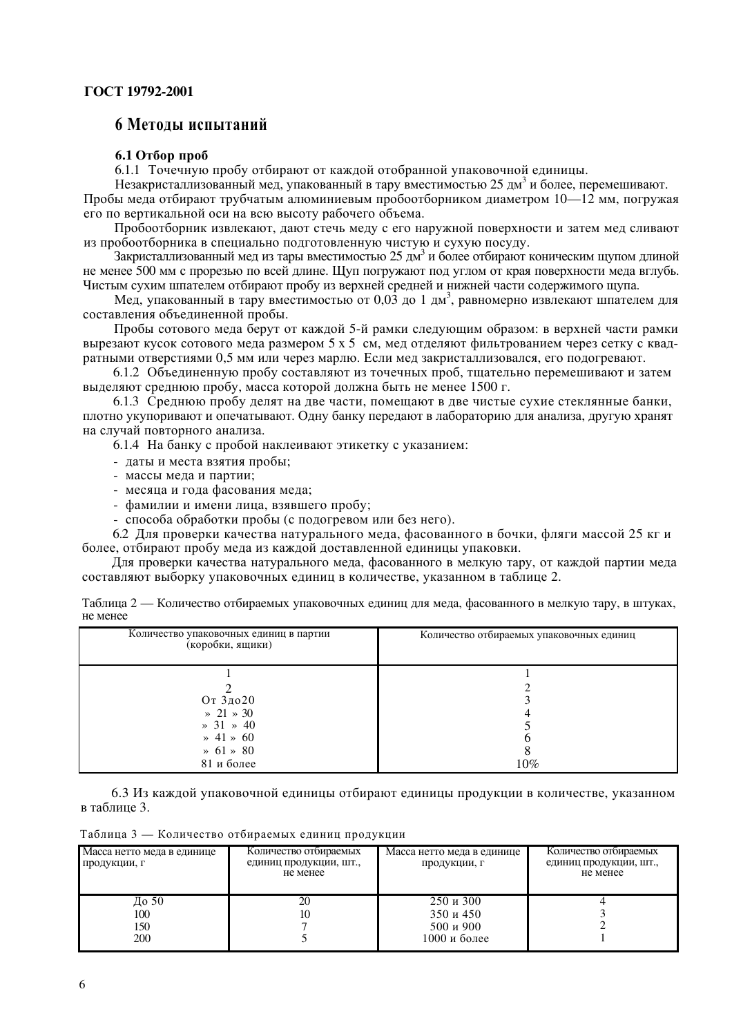## 6 Методы испытаний

### 6.1 Отбор проб

6.1.1 Точечную пробу отбирают от каждой отобранной упаковочной единицы.

Незакристаллизованный мед, упакованный в тару вместимостью 25 дм$^3$ и более, перемешивают. Пробы меда отбирают трубчатым алюминиевым пробоотборником диаметром 10—12 мм, погружая его по вертикальной оси на всю высоту рабочего объема.

Пробоотборник извлекают, дают стечь меду с его наружной поверхности и затем мед сливают из пробоотборника в специально подготовленную чистую и сухую посуду.

Закристаллизованный мед из тары вместимостью 25 дм$^3$ и более отбирают коническим щупом длиной не менее 500 мм с прорезью по всей длине. Щуп погружают под углом от края поверхности меда вглубь. Чистым сухим шпателем отбирают пробу из верхней средней и нижней части содержимого щупа.

Мед, упакованный в тару вместимостью от 0,03 до 1 дм$^3$, равномерно извлекают шпателем для составления объединенной пробы.

Пробы сотового меда берут от каждой 5-й рамки следующим образом: в верхней части рамки вырезают кусок сотового меда размером 5 х 5 см, мед отделяют фильтрованием через сетку с квадратными отверстиями 0,5 мм или через марлю. Если мед закристаллизовался, его подогревают.

6.1.2 Объединенную пробу составляют из точечных проб, тщательно перемешивают и затем выделяют среднюю пробу, масса которой должна быть не менее 1500 г.

6.1.3 Среднюю пробу делят на две части, помещают в две чистые сухие стеклянные банки, плотно укупоривают и опечатывают. Одну банку передают в лабораторию для анализа, другую хранят на случай повторного анализа.

6.1.4 На банку с пробой наклеивают этикетку с указанием:

- даты и места взятия пробы;
- массы меда и партии;
- месяца и года фасования меда;
- фамилии и имени лица, взявшего пробу;
- способа обработки пробы (с подогревом или без него).

6.2 Для проверки качества натурального меда, фасованного в бочки, фляги массой 25 кг и более, отбирают пробу меда из каждой доставленной единицы упаковки.

Для проверки качества натурального меда, фасованного в мелкую тару, от каждой партии меда составляют выборку упаковочных единиц в количестве, указанном в таблице 2.

Таблица 2 — Количество отбираемых упаковочных единиц для меда, фасованного в мелкую тару, в штуках, не менее

| Количество упаковочных единиц в партии (коробки, ящики) | Количество отбираемых упаковочных единиц |
|---|---|
| 1 | 1 |
| 2 | 2 |
| От 3 до 20 | 3 |
| » 21 » 30 | 4 |
| » 31 » 40 | 5 |
| » 41 » 60 | 6 |
| » 61 » 80 | 8 |
| 81 и более | 10% |

6.3 Из каждой упаковочной единицы отбирают единицы продукции в количестве, указанном в таблице 3.

Таблица 3 — Количество отбираемых единиц продукции

| Масса нетто меда в единице продукции, г | Количество отбираемых единиц продукции, шт., не менее | Масса нетто меда в единице продукции, г | Количество отбираемых единиц продукции, шт., не менее |
|---|---|---|---|
| До 50 | 20 | 250 и 300 | 4 |
| 100 | 10 | 350 и 450 | 3 |
| 150 | 7 | 500 и 900 | 2 |
| 200 | 5 | 1000 и более | 1 |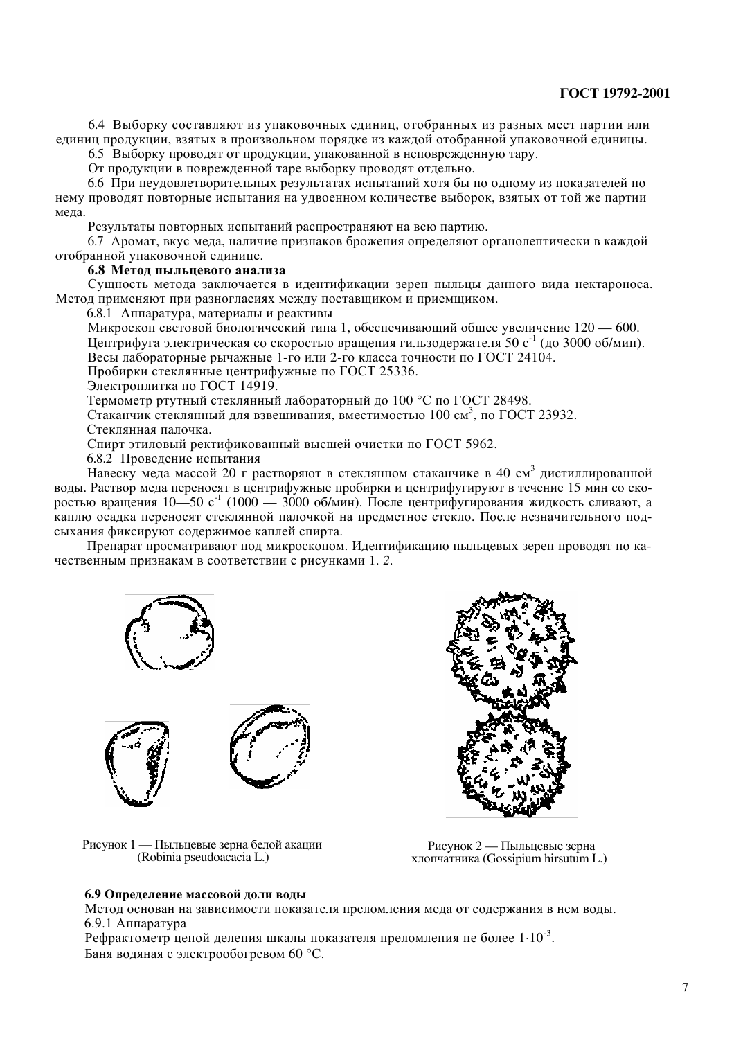6.4 Выборку составляют из упаковочных единиц, отобранных из разных мест партии или единиц продукции, взятых в произвольном порядке из каждой отобранной упаковочной единицы.

6.5 Выборку проводят от продукции, упакованной в неповрежденную тару.

От продукции в поврежденной таре выборку проводят отдельно.

6.6 При неудовлетворительных результатах испытаний хотя бы по одному из показателей по нему проводят повторные испытания на удвоенном количестве выборок, взятых от той же партии меда.

Результаты повторных испытаний распространяют на всю партию.

6.7 Аромат, вкус меда, наличие признаков брожения определяют органолептически в каждой отобранной упаковочной единице.

**6.8 Метод пыльцевого анализа**

Сущность метода заключается в идентификации зерен пыльцы данного вида нектароноса. Метод применяют при разногласиях между поставщиком и приемщиком.

6.8.1 Аппаратура, материалы и реактивы

Микроскоп световой биологический типа 1, обеспечивающий общее увеличение 120 — 600.

Центрифуга электрическая со скоростью вращения гильзодержателя 50 $с^{-1}$ (до 3000 об/мин).

Весы лабораторные рычажные 1-го или 2-го класса точности по ГОСТ 24104.

Пробирки стеклянные центрифужные по ГОСТ 25336.

Электроплитка по ГОСТ 14919.

Термометр ртутный стеклянный лабораторный до 100 °С по ГОСТ 28498.

Стаканчик стеклянный для взвешивания, вместимостью 100 $см^3$, по ГОСТ 23932.

Стеклянная палочка.

Спирт этиловый ректификованный высшей очистки по ГОСТ 5962.

6.8.2 Проведение испытания

Навеску меда массой 20 г растворяют в стеклянном стаканчике в 40 $см^3$ дистиллированной воды. Раствор меда переносят в центрифужные пробирки и центрифугируют в течение 15 мин со скоростью вращения 10—50 $с^{-1}$ (1000 — 3000 об/мин). После центрифугирования жидкость сливают, а каплю осадка переносят стеклянной палочкой на предметное стекло. После незначительного подсыхания фиксируют содержимое каплей спирта.

Препарат просматривают под микроскопом. Идентификацию пыльцевых зерен проводят по качественным признакам в соответствии с рисунками 1. 2.

Рисунок 1 — Пыльцевые зерна белой акации (Robinia pseudoacacia L.)

Рисунок 2 — Пыльцевые зерна хлопчатника (Gossipium hirsutum L.)

**6.9 Определение массовой доли воды**

Метод основан на зависимости показателя преломления меда от содержания в нем воды.

6.9.1 Аппаратура

Рефрактометр ценой деления шкалы показателя преломления не более $1 \cdot 10^{-3}$.

Баня водяная с электрообогревом 60 °С.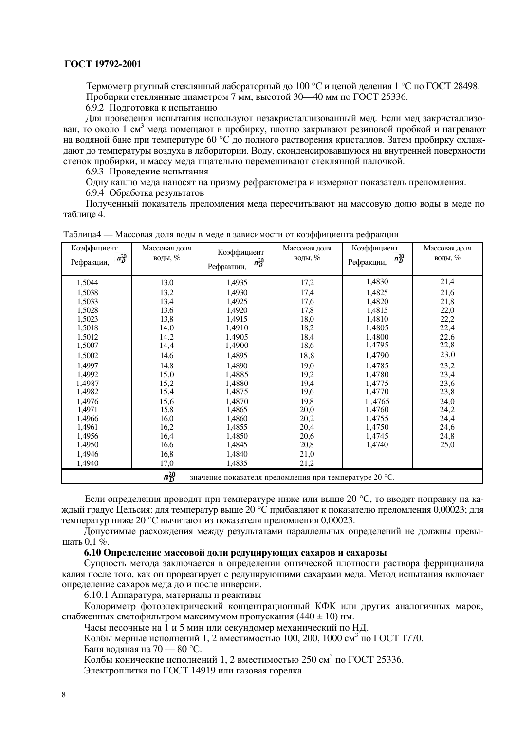Термометр ртутный стеклянный лабораторный до 100 °С и ценой деления 1 °С по ГОСТ 28498.

Пробирки стеклянные диаметром 7 мм, высотой 30—40 мм по ГОСТ 25336.

6.9.2 Подготовка к испытанию

Для проведения испытания используют незакристаллизованный мед. Если мед закристаллизован, то около 1 см³ меда помещают в пробирку, плотно закрывают резиновой пробкой и нагревают на водяной бане при температуре 60 °С до полного растворения кристаллов. Затем пробирку охлаждают до температуры воздуха в лаборатории. Воду, сконденсировавшуюся на внутренней поверхности стенок пробирки, и массу меда тщательно перемешивают стеклянной палочкой.

6.9.3 Проведение испытания

Одну каплю меда наносят на призму рефрактометра и измеряют показатель преломления.

6.9.4 Обработка результатов

Полученный показатель преломления меда пересчитывают на массовую долю воды в меде по таблице 4.

Таблица 4 — Массовая доля воды в меде в зависимости от коэффициента рефракции

| Коэффициент Рефракции, $n_D^{20}$ | Массовая доля воды, % | Коэффициент Рефракции, $n_D^{20}$ | Массовая доля воды, % | Коэффициент Рефракции, $n_D^{20}$ | Массовая доля воды, % |
|---|---|---|---|---|---|
| 1,5044 | 13.0 | 1,4935 | 17,2 | 1,4830 | 21,4 |
| 1,5038 | 13,2 | 1,4930 | 17,4 | 1,4825 | 21,6 |
| 1,5033 | 13,4 | 1,4925 | 17,6 | 1,4820 | 21,8 |
| 1,5028 | 13.6 | 1,4920 | 17,8 | 1,4815 | 22,0 |
| 1,5023 | 13,8 | 1,4915 | 18,0 | 1,4810 | 22,2 |
| 1,5018 | 14,0 | 1,4910 | 18,2 | 1,4805 | 22,4 |
| 1,5012 | 14,2 | 1,4905 | 18,4 | 1,4800 | 22,6 |
| 1,5007 | 14,4 | 1,4900 | 18,6 | 1,4795 | 22,8 |
| 1,5002 | 14,6 | 1,4895 | 18,8 | 1,4790 | 23,0 |
| 1,4997 | 14,8 | 1,4890 | 19,0 | 1,4785 | 23,2 |
| 1,4992 | 15,0 | 1,4885 | 19,2 | 1,4780 | 23,4 |
| 1,4987 | 15,2 | 1,4880 | 19,4 | 1,4775 | 23,6 |
| 1,4982 | 15,4 | 1,4875 | 19,6 | 1,4770 | 23,8 |
| 1,4976 | 15,6 | 1,4870 | 19,8 | 1 ,4765 | 24,0 |
| 1,4971 | 15,8 | 1,4865 | 20,0 | 1,4760 | 24,2 |
| 1,4966 | 16,0 | 1,4860 | 20,2 | 1,4755 | 24,4 |
| 1,4961 | 16,2 | 1,4855 | 20,4 | 1,4750 | 24,6 |
| 1,4956 | 16,4 | 1,4850 | 20,6 | 1,4745 | 24,8 |
| 1,4950 | 16,6 | 1,4845 | 20,8 | 1,4740 | 25,0 |
| 1,4946 | 16,8 | 1,4840 | 21,0 | | |
| 1,4940 | 17,0 | 1,4835 | 21,2 | | |
| $n_D^{20}$ — значение показателя преломления при температуре 20 °С. | | | | | |

Если определения проводят при температуре ниже или выше 20 °С, то вводят поправку на каждый градус Цельсия: для температур выше 20 °С прибавляют к показателю преломления 0,00023; для температур ниже 20 °С вычитают из показателя преломления 0,00023.

Допустимые расхождения между результатами параллельных определений не должны превышать 0,1 %.

### 6.10 Определение массовой доли редуцирующих сахаров и сахарозы

Сущность метода заключается в определении оптической плотности раствора феррицианида калия после того, как он прореагирует с редуцирующими сахарами меда. Метод испытания включает определение сахаров меда до и после инверсии.

6.10.1 Аппаратура, материалы и реактивы

Колориметр фотоэлектрический концентрационный КФК или других аналогичных марок, снабженных светофильтром максимумом пропускания (440 ± 10) нм.

Часы песочные на 1 и 5 мин или секундомер механический по НД.

Колбы мерные исполнений 1, 2 вместимостью 100, 200, 1000 см³ по ГОСТ 1770.

Баня водяная на 70 — 80 °С.

Колбы конические исполнений 1, 2 вместимостью 250 см³ по ГОСТ 25336.

Электроплитка по ГОСТ 14919 или газовая горелка.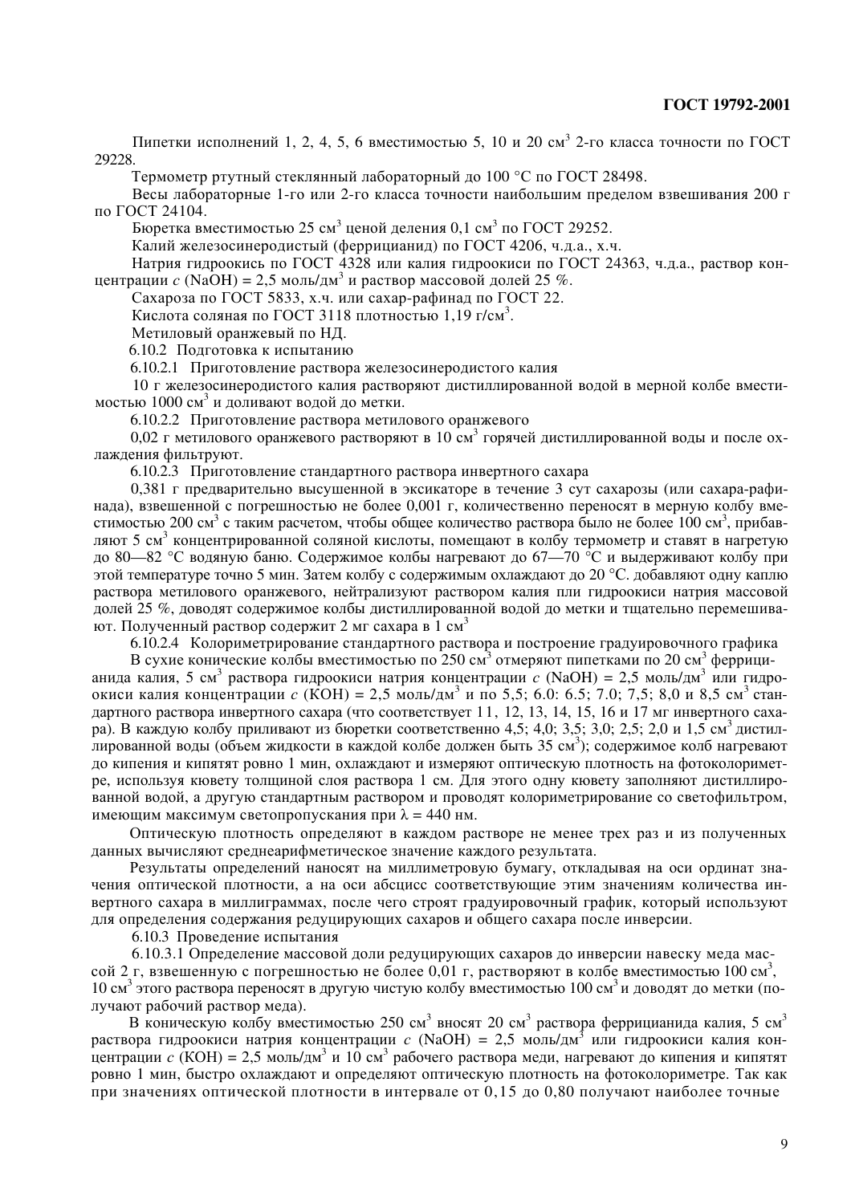Пипетки исполнений 1, 2, 4, 5, 6 вместимостью 5, 10 и 20 см$^3$ 2-го класса точности по ГОСТ 29228.

Термометр ртутный стеклянный лабораторный до 100 °С по ГОСТ 28498.

Весы лабораторные 1-го или 2-го класса точности наибольшим пределом взвешивания 200 г по ГОСТ 24104.

Бюретка вместимостью 25 см$^3$ ценой деления 0,1 см$^3$ по ГОСТ 29252.

Калий железосинеродистый (феррицианид) по ГОСТ 4206, ч.д.а., х.ч.

Натрия гидроокись по ГОСТ 4328 или калия гидроокиси по ГОСТ 24363, ч.д.а., раствор концентрации $c$ (NaOH) = 2,5 моль/дм$^3$ и раствор массовой долей 25 %.

Сахароза по ГОСТ 5833, х.ч. или сахар-рафинад по ГОСТ 22.

Кислота соляная по ГОСТ 3118 плотностью 1,19 г/см$^3$.

Метиловый оранжевый по НД.

6.10.2 Подготовка к испытанию

6.10.2.1 Приготовление раствора железосинеродистого калия

10 г железосинеродистого калия растворяют дистиллированной водой в мерной колбе вместимостью 1000 см$^3$ и доливают водой до метки.

6.10.2.2 Приготовление раствора метилового оранжевого

0,02 г метилового оранжевого растворяют в 10 см$^3$ горячей дистиллированной воды и после охлаждения фильтруют.

6.10.2.3 Приготовление стандартного раствора инвертного сахара

0,381 г предварительно высушенной в эксикаторе в течение 3 сут сахарозы (или сахара-рафинада), взвешенной с погрешностью не более 0,001 г, количественно переносят в мерную колбу вместимостью 200 см$^3$ с таким расчетом, чтобы общее количество раствора было не более 100 см$^3$, прибавляют 5 см$^3$ концентрированной соляной кислоты, помещают в колбу термометр и ставят в нагретую до 80—82 °С водяную баню. Содержимое колбы нагревают до 67—70 °С и выдерживают колбу при этой температуре точно 5 мин. Затем колбу с содержимым охлаждают до 20 °С. добавляют одну каплю раствора метилового оранжевого, нейтрализуют раствором калия пли гидроокиси натрия массовой долей 25 %, доводят содержимое колбы дистиллированной водой до метки и тщательно перемешивают. Полученный раствор содержит 2 мг сахара в 1 см$^3$

6.10.2.4 Колориметрирование стандартного раствора и построение градуировочного графика

В сухие конические колбы вместимостью по 250 см$^3$ отмеряют пипетками по 20 см$^3$ феррицианида калия, 5 см$^3$ раствора гидроокиси натрия концентрации $c$ (NaOH) = 2,5 моль/дм$^3$ или гидроокиси калия концентрации $c$ (KOH) = 2,5 моль/дм$^3$ и по 5,5; 6.0: 6.5; 7.0; 7,5; 8,0 и 8,5 см$^3$ стандартного раствора инвертного сахара (что соответствует 11, 12, 13, 14, 15, 16 и 17 мг инвертного сахара). В каждую колбу приливают из бюретки соответственно 4,5; 4,0; 3,5; 3,0; 2,5; 2,0 и 1,5 см$^3$ дистиллированной воды (объем жидкости в каждой колбе должен быть 35 см$^3$); содержимое колб нагревают до кипения и кипятят ровно 1 мин, охлаждают и измеряют оптическую плотность на фотоколориметре, используя кювету толщиной слоя раствора 1 см. Для этого одну кювету заполняют дистиллированной водой, а другую стандартным раствором и проводят колориметрирование со светофильтром, имеющим максимум светопропускания при $\lambda$ = 440 нм.

Оптическую плотность определяют в каждом растворе не менее трех раз и из полученных данных вычисляют среднеарифметическое значение каждого результата.

Результаты определений наносят на миллиметровую бумагу, откладывая на оси ординат значения оптической плотности, а на оси абсцисс соответствующие этим значениям количества инвертного сахара в миллиграммах, после чего строят градуировочный график, который используют для определения содержания редуцирующих сахаров и общего сахара после инверсии.

6.10.3 Проведение испытания

6.10.3.1 Определение массовой доли редуцирующих сахаров до инверсии навеску меда массой 2 г, взвешенную с погрешностью не более 0,01 г, растворяют в колбе вместимостью 100 см$^3$, 10 см$^3$ этого раствора переносят в другую чистую колбу вместимостью 100 см$^3$ и доводят до метки (получают рабочий раствор меда).

В коническую колбу вместимостью 250 см$^3$ вносят 20 см$^3$ раствора феррицианида калия, 5 см$^3$ раствора гидроокиси натрия концентрации $c$ (NaOH) = 2,5 моль/дм$^3$ или гидроокиси калия концентрации $c$ (KOH) = 2,5 моль/дм$^3$ и 10 см$^3$ рабочего раствора меди, нагревают до кипения и кипятят ровно 1 мин, быстро охлаждают и определяют оптическую плотность на фотоколориметре. Так как при значениях оптической плотности в интервале от 0,15 до 0,80 получают наиболее точные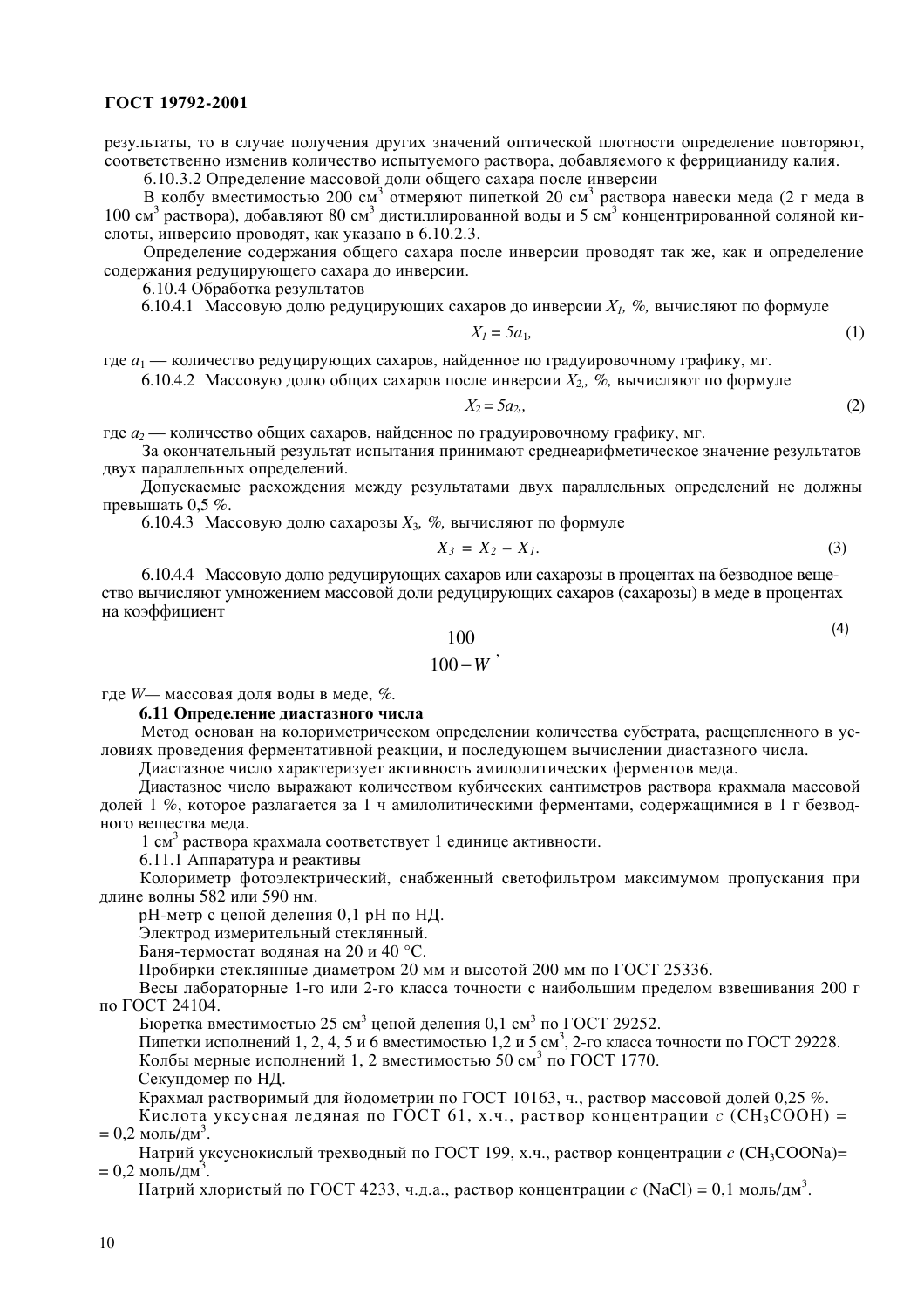результаты, то в случае получения других значений оптической плотности определение повторяют, соответственно изменив количество испытуемого раствора, добавляемого к феррицианиду калия.

6.10.3.2 Определение массовой доли общего сахара после инверсии

В колбу вместимостью 200 см$^3$ отмеряют пипеткой 20 см$^3$ раствора навески меда (2 г меда в 100 см$^3$ раствора), добавляют 80 см$^3$ дистиллированной воды и 5 см$^3$ концентрированной соляной кислоты, инверсию проводят, как указано в 6.10.2.3.

Определение содержания общего сахара после инверсии проводят так же, как и определение содержания редуцирующего сахара до инверсии.

6.10.4 Обработка результатов

6.10.4.1 Массовую долю редуцирующих сахаров до инверсии $X_1$, %, вычисляют по формуле

$$X_1 = 5a_1, \tag{1}$$

где $a_1$ — количество редуцирующих сахаров, найденное по градуировочному графику, мг.

6.10.4.2 Массовую долю общих сахаров после инверсии $X_2$, %, вычисляют по формуле

$$X_2 = 5a_2, \tag{2}$$

где $a_2$ — количество общих сахаров, найденное по градуировочному графику, мг.

За окончательный результат испытания принимают среднеарифметическое значение результатов двух параллельных определений.

Допускаемые расхождения между результатами двух параллельных определений не должны превышать 0,5 %.

6.10.4.3 Массовую долю сахарозы $X_3$, %, вычисляют по формуле

$$X_3 = X_2 - X_1. \tag{3}$$

6.10.4.4 Массовую долю редуцирующих сахаров или сахарозы в процентах на безводное вещество вычисляют умножением массовой доли редуцирующих сахаров (сахарозы) в меде в процентах на коэффициент

$$\frac{100}{100 - W}, \tag{4}$$

где $W$— массовая доля воды в меде, %.

**6.11 Определение диастазного числа**

Метод основан на колориметрическом определении количества субстрата, расщепленного в условиях проведения ферментативной реакции, и последующем вычислении диастазного числа.

Диастазное число характеризует активность амилолитических ферментов меда.

Диастазное число выражают количеством кубических сантиметров раствора крахмала массовой долей 1 %, которое разлагается за 1 ч амилолитическими ферментами, содержащимися в 1 г безводного вещества меда.

1 см$^3$ раствора крахмала соответствует 1 единице активности.

6.11.1 Аппаратура и реактивы

Колориметр фотоэлектрический, снабженный светофильтром максимумом пропускания при длине волны 582 или 590 нм.

pH-метр с ценой деления 0,1 pH по НД.

Электрод измерительный стеклянный.

Баня-термостат водяная на 20 и 40 °С.

Пробирки стеклянные диаметром 20 мм и высотой 200 мм по ГОСТ 25336.

Весы лабораторные 1-го или 2-го класса точности с наибольшим пределом взвешивания 200 г по ГОСТ 24104.

Бюретка вместимостью 25 см$^3$ ценой деления 0,1 см$^3$ по ГОСТ 29252.

Пипетки исполнений 1, 2, 4, 5 и 6 вместимостью 1,2 и 5 см$^3$, 2-го класса точности по ГОСТ 29228.

Колбы мерные исполнений 1, 2 вместимостью 50 см$^3$ по ГОСТ 1770.

Секундомер по НД.

Крахмал растворимый для йодометрии по ГОСТ 10163, ч., раствор массовой долей 0,25 %.

Кислота уксусная ледяная по ГОСТ 61, х.ч., раствор концентрации $c$ ($CH_3COOH$) = = 0,2 моль/дм$^3$.

Натрий уксуснокислый трехводный по ГОСТ 199, х.ч., раствор концентрации $c$ ($CH_3COONa$)= = 0,2 моль/дм$^3$.

Натрий хлористый по ГОСТ 4233, ч.д.а., раствор концентрации $c$ ($NaCl$) = 0,1 моль/дм$^3$.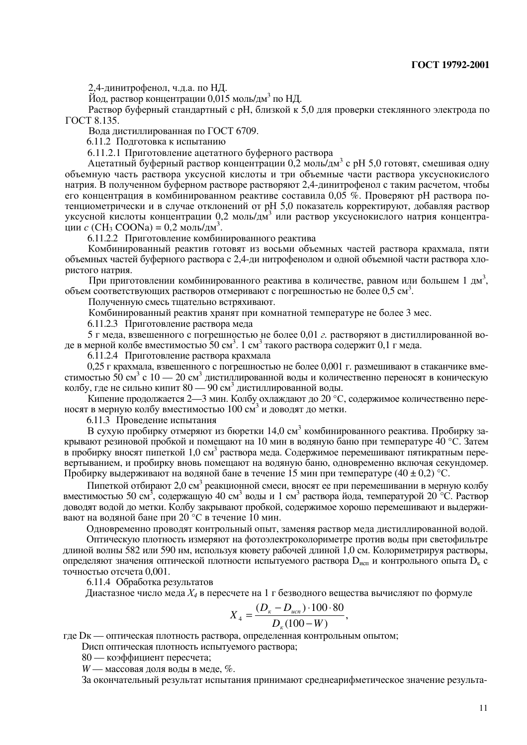2,4-динитрофенол, ч.д.а. по НД.

Йод, раствор концентрации 0,015 моль/дм$^3$ по НД.

Раствор буферный стандартный с рН, близкой к 5,0 для проверки стеклянного электрода по ГОСТ 8.135.

Вода дистиллированная по ГОСТ 6709.

6.11.2 Подготовка к испытанию

6.11.2.1 Приготовление ацетатного буферного раствора

Ацетатный буферный раствор концентрации 0,2 моль/дм$^3$ с рН 5,0 готовят, смешивая одну объемную часть раствора уксусной кислоты и три объемные части раствора уксуснокислого натрия. В полученном буферном растворе растворяют 2,4-динитрофенол с таким расчетом, чтобы его концентрация в комбинированном реактиве составила 0,05 %. Проверяют рН раствора потенциометрически и в случае отклонений от рН 5,0 показатель корректируют, добавляя раствор уксусной кислоты концентрации 0,2 моль/дм$^3$ или раствор уксуснокислого натрия концентрации $c$ ($CH_3COONa$) = 0,2 моль/дм$^3$.

6.11.2.2 Приготовление комбинированного реактива

Комбинированный реактив готовят из восьми объемных частей раствора крахмала, пяти объемных частей буферного раствора с 2,4-ди нитрофенолом и одной объемной части раствора хлористого натрия.

При приготовлении комбинированного реактива в количестве, равном или большем 1 дм$^3$, объем соответствующих растворов отмеривают с погрешностью не более 0,5 см$^3$.

Полученную смесь тщательно встряхивают.

Комбинированный реактив хранят при комнатной температуре не более 3 мес.

6.11.2.3 Приготовление раствора меда

5 г меда, взвешенного с погрешностью не более 0,01 *г.* растворяют в дистиллированной воде в мерной колбе вместимостью 50 см$^3$. 1 см$^3$ такого раствора содержит 0,1 г меда.

6.11.2.4 Приготовление раствора крахмала

0,25 г крахмала, взвешенного с погрешностью не более 0,001 г. размешивают в стаканчике вместимостью 50 см$^3$ с 10 — 20 см$^3$ дистиллированной воды и количественно переносят в коническую колбу, где не сильно кипит 80 — 90 см$^3$ дистиллированной воды.

Кипение продолжается 2—3 мин. Колбу охлаждают до 20 °С, содержимое количественно переносят в мерную колбу вместимостью 100 см$^3$ и доводят до метки.

6.11.3 Проведение испытания

В сухую пробирку отмеряют из бюретки 14,0 см$^3$ комбинированного реактива. Пробирку закрывают резиновой пробкой и помещают на 10 мин в водяную баню при температуре 40 °С. Затем в пробирку вносят пипеткой 1,0 см$^3$ раствора меда. Содержимое перемешивают пятикратным перевертыванием, и пробирку вновь помещают на водяную баню, одновременно включая секундомер. Пробирку выдерживают на водяной бане в течение 15 мин при температуре (40 ± 0,2) °С.

Пипеткой отбирают 2,0 см$^3$ реакционной смеси, вносят ее при перемешивании в мерную колбу вместимостью 50 см$^3$, содержащую 40 см$^3$ воды и 1 см$^3$ раствора йода, температурой 20 °С. Раствор доводят водой до метки. Колбу закрывают пробкой, содержимое хорошо перемешивают и выдерживают на водяной бане при 20 °С в течение 10 мин.

Одновременно проводят контрольный опыт, заменяя раствор меда дистиллированной водой.

Оптическую плотность измеряют на фотоэлектроколориметре против воды при светофильтре длиной волны 582 или 590 нм, используя кювету рабочей длиной 1,0 см. Колориметрируя растворы, определяют значения оптической плотности испытуемого раствора $D_{исп}$ и контрольного опыта $D_к$ с точностью отсчета 0,001.

6.11.4 Обработка результатов

Диастазное число меда $X_4$ в пересчете на 1 г безводного вещества вычисляют по формуле

$$X_4 = \frac{(D_к - D_{исп}) \cdot 100 \cdot 80}{D_к (100 - W)},$$

где $D_к$ — оптическая плотность раствора, определенная контрольным опытом;

$D_{исп}$ оптическая плотность испытуемого раствора;

80 — коэффициент пересчета;

$W$ — массовая доля воды в меде, %.

За окончательный результат испытания принимают среднеарифметическое значение результа-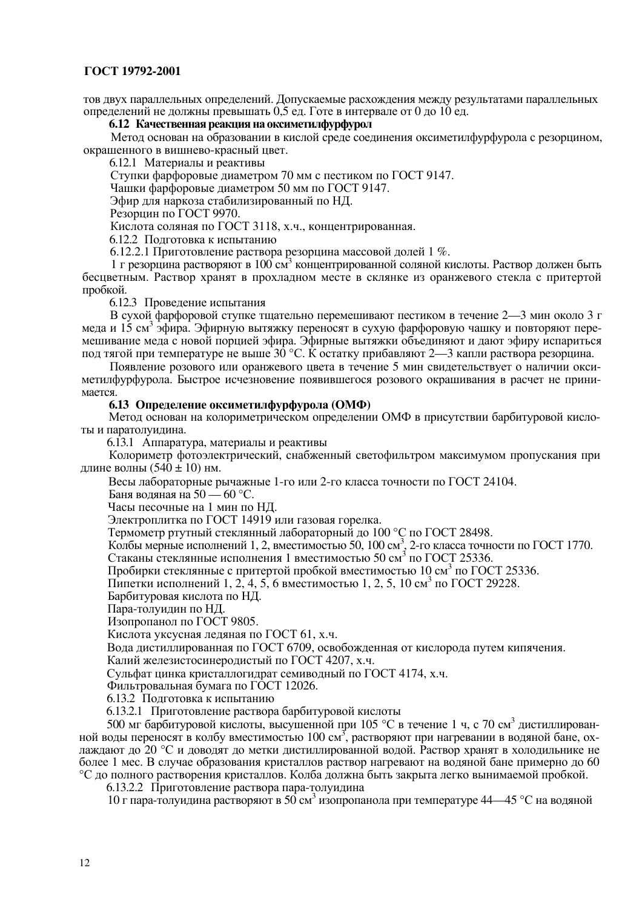тов двух параллельных определений. Допускаемые расхождения между результатами параллельных определений не должны превышать 0,5 ед. Готе в интервале от 0 до 10 ед.

**6.12 Качественная реакция на оксиметилфурфурол**

Метод основан на образовании в кислой среде соединения оксиметилфурфурола с резорцином, окрашенного в вишнево-красный цвет.

6.12.1 Материалы и реактивы

Ступки фарфоровые диаметром 70 мм с пестиком по ГОСТ 9147.

Чашки фарфоровые диаметром 50 мм по ГОСТ 9147.

Эфир для наркоза стабилизированный по НД.

Резорцин по ГОСТ 9970.

Кислота соляная по ГОСТ 3118, х.ч., концентрированная.

6.12.2 Подготовка к испытанию

6.12.2.1 Приготовление раствора резорцина массовой долей 1 %.

1 г резорцина растворяют в 100 см$^3$ концентрированной соляной кислоты. Раствор должен быть бесцветным. Раствор хранят в прохладном месте в склянке из оранжевого стекла с притертой пробкой.

6.12.3 Проведение испытания

В сухой фарфоровой ступке тщательно перемешивают пестиком в течение 2—3 мин около 3 г меда и 15 см$^3$ эфира. Эфирную вытяжку переносят в сухую фарфоровую чашку и повторяют перемешивание меда с новой порцией эфира. Эфирные вытяжки объединяют и дают эфиру испариться под тягой при температуре не выше 30 °С. К остатку прибавляют 2—3 капли раствора резорцина.

Появление розового или оранжевого цвета в течение 5 мин свидетельствует о наличии оксиметилфурфурола. Быстрое исчезновение появившегося розового окрашивания в расчет не принимается.

**6.13 Определение оксиметилфурфурола (ОМФ)**

Метод основан на колориметрическом определении ОМФ в присутствии барбитуровой кислоты и паратолуидина.

6.13.1 Аппаратура, материалы и реактивы

Колориметр фотоэлектрический, снабженный светофильтром максимумом пропускания при длине волны (540 ± 10) нм.

Весы лабораторные рычажные 1-го или 2-го класса точности по ГОСТ 24104.

Баня водяная на 50 — 60 °С.

Часы песочные на 1 мин по НД.

Электроплитка по ГОСТ 14919 или газовая горелка.

Термометр ртутный стеклянный лабораторный до 100 °С по ГОСТ 28498.

Колбы мерные исполнений 1, 2, вместимостью 50, 100 см$^3$, 2-го класса точности по ГОСТ 1770.

Стаканы стеклянные исполнения 1 вместимостью 50 см$^3$ по ГОСТ 25336.

Пробирки стеклянные с притертой пробкой вместимостью 10 см$^3$ по ГОСТ 25336.

Пипетки исполнений 1, 2, 4, 5, 6 вместимостью 1, 2, 5, 10 см$^3$ по ГОСТ 29228.

Барбитуровая кислота по НД.

Пара-толуидин по НД.

Изопропанол по ГОСТ 9805.

Кислота уксусная ледяная по ГОСТ 61, х.ч.

Вода дистиллированная по ГОСТ 6709, освобожденная от кислорода путем кипячения.

Калий железистосинеродистый по ГОСТ 4207, х.ч.

Сульфат цинка кристаллогидрат семиводный по ГОСТ 4174, х.ч.

Фильтровальная бумага по ГОСТ 12026.

6.13.2 Подготовка к испытанию

6.13.2.1 Приготовление раствора барбитуровой кислоты

500 мг барбитуровой кислоты, высушенной при 105 °С в течение 1 ч, с 70 см$^3$ дистиллированной воды переносят в колбу вместимостью 100 см$^3$, растворяют при нагревании в водяной бане, охлаждают до 20 °С и доводят до метки дистиллированной водой. Раствор хранят в холодильнике не более 1 мес. В случае образования кристаллов раствор нагревают на водяной бане примерно до 60 °С до полного растворения кристаллов. Колба должна быть закрыта легко вынимаемой пробкой.

6.13.2.2 Приготовление раствора пара-толуидина

10 г пара-толуидина растворяют в 50 см$^3$ изопропанола при температуре 44—45 °С на водяной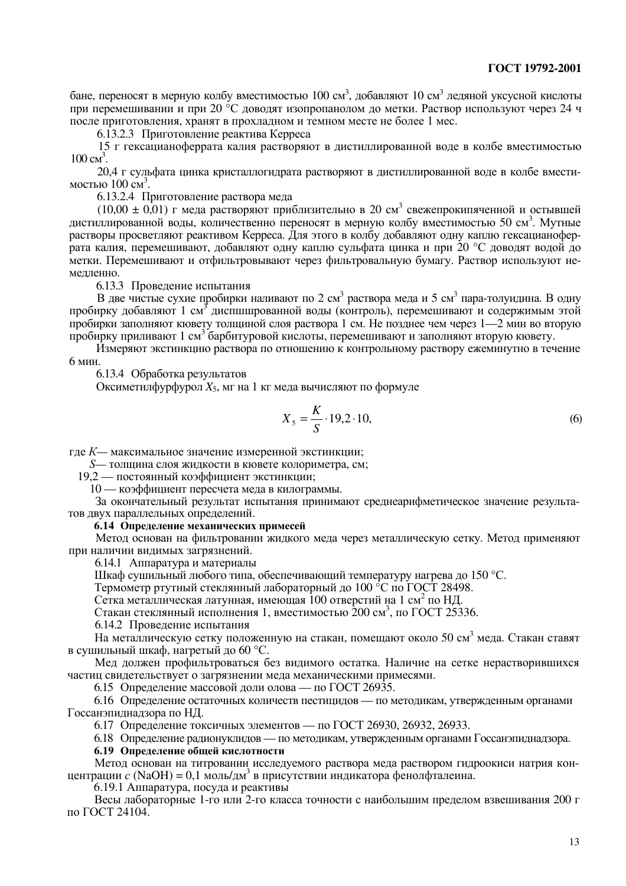бане, переносят в мерную колбу вместимостью 100 см$^3$, добавляют 10 см$^3$ ледяной уксусной кислоты при перемешивании и при 20 °С доводят изопропанолом до метки. Раствор используют через 24 ч после приготовления, хранят в прохладном и темном месте не более 1 мес.

6.13.2.3 Приготовление реактива Карреса

15 г гексацианоферрата калия растворяют в дистиллированной воде в колбе вместимостью 100 см$^3$.

20,4 г сульфата цинка кристаллогидрата растворяют в дистиллированной воде в колбе вместимостью 100 см$^3$.

6.13.2.4 Приготовление раствора меда

(10,00 ± 0,01) г меда растворяют приблизительно в 20 см$^3$ свежепрокипяченной и остывшей дистиллированной воды, количественно переносят в мерную колбу вместимостью 50 см$^3$. Мутные растворы просветляют реактивом Карреса. Для этого в колбу добавляют одну каплю гексацианоферрата калия, перемешивают, добавляют одну каплю сульфата цинка и при 20 °С доводят водой до метки. Перемешивают и отфильтровывают через фильтровальную бумагу. Раствор используют немедленно.

6.13.3 Проведение испытания

В две чистые сухие пробирки наливают по 2 см$^3$ раствора меда и 5 см$^3$ пара-толуидина. В одну пробирку добавляют 1 см$^3$ дисшшрованной воды (контроль), перемешивают и содержимым этой пробирки заполняют кювету толщиной слоя раствора 1 см. Не позднее чем через 1—2 мин во вторую пробирку приливают 1 см$^3$ барбитуровой кислоты, перемешивают и заполняют вторую кювету.

Измеряют экстинкцию раствора по отношению к контрольному раствору ежеминутно в течение 6 мин.

6.13.4 Обработка результатов

Оксиметилфурфурол $X_5$, мг на 1 кг меда вычисляют по формуле

$$X_5 = \frac{K}{S} \cdot 19{,}2 \cdot 10, \tag{6}$$

где $K$— максимальное значение измеренной экстинкции;

$S$— толщина слоя жидкости в кювете колориметра, см;

19,2 — постоянный коэффициент экстинкции;

10 — коэффициент пересчета меда в килограммы.

За окончательный результат испытания принимают среднеарифметическое значение результатов двух параллельных определений.

**6.14 Определение механических примесей**

Метод основан на фильтровании жидкого меда через металлическую сетку. Метод применяют при наличии видимых загрязнений.

6.14.1 Аппаратура и материалы

Шкаф сушильный любого типа, обеспечивающий температуру нагрева до 150 °С.

Термометр ртутный стеклянный лабораторный до 100 °С по ГОСТ 28498.

Сетка металлическая латунная, имеющая 100 отверстий на 1 см$^2$ по НД.

Стакан стеклянный исполнения 1, вместимостью 200 см$^3$, по ГОСТ 25336.

6.14.2 Проведение испытания

На металлическую сетку положенную на стакан, помещают около 50 см$^3$ меда. Стакан ставят в сушильный шкаф, нагретый до 60 °С.

Мед должен профильтроваться без видимого остатка. Наличие на сетке нерастворившихся частиц свидетельствует о загрязнении меда механическими примесями.

6.15 Определение массовой доли олова — по ГОСТ 26935.

6.16 Определение остаточных количеств пестицидов — по методикам, утвержденным органами Госсанэпиднадзора по НД.

6.17 Определение токсичных элементов — по ГОСТ 26930, 26932, 26933.

6.18 Определение радионуклидов — по методикам, утвержденным органами Госсанэпиднадзора.

**6.19 Определение общей кислотности**

Метод основан на титровании исследуемого раствора меда раствором гидроокиси натрия концентрации $c$ (NaOH) = 0,1 моль/дм$^3$ в присутствии индикатора фенолфталеина.

6.19.1 Аппаратура, посуда и реактивы

Весы лабораторные 1-го или 2-го класса точности с наибольшим пределом взвешивания 200 г по ГОСТ 24104.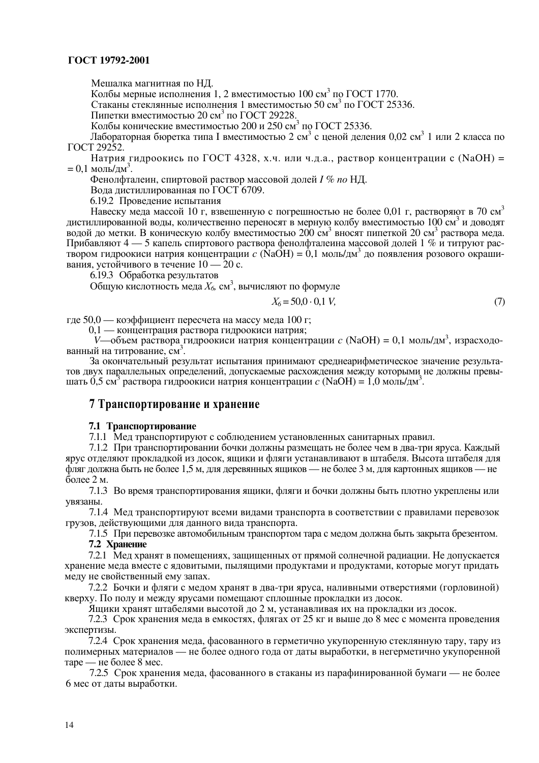Мешалка магнитная по НД.

Колбы мерные исполнения 1, 2 вместимостью 100 $см^3$ по ГОСТ 1770.

Стаканы стеклянные исполнения 1 вместимостью 50 $см^3$ по ГОСТ 25336.

Пипетки вместимостью 20 $см^3$ по ГОСТ 29228.

Колбы конические вместимостью 200 и 250 $см^3$ по ГОСТ 25336.

Лабораторная бюретка типа I вместимостью 2 $см^3$ с ценой деления 0,02 $см^3$ 1 или 2 класса по ГОСТ 29252.

Натрия гидроокись по ГОСТ 4328, х.ч. или ч.д.а., раствор концентрации с (NaOH) = = 0,1 моль/$дм^3$.

Фенолфталеин, спиртовой раствор массовой долей *1 % по* НД.

Вода дистиллированная по ГОСТ 6709.

6.19.2 Проведение испытания

Навеску меда массой 10 г, взвешенную с погрешностью не более 0,01 г, растворяют в 70 $см^3$ дистиллированной воды, количественно переносят в мерную колбу вместимостью 100 $см^3$ и доводят водой до метки. В коническую колбу вместимостью 200 $см^3$ вносят пипеткой 20 $см^3$ раствора меда. Прибавляют 4 — 5 капель спиртового раствора фенолфталеина массовой долей 1 % и титруют раствором гидроокиси натрия концентрации *с* (NaOH) = 0,1 моль/$дм^3$ до появления розового окрашивания, устойчивого в течение 10 — 20 с.

6.19.3 Обработка результатов

Общую кислотность меда $X_6$, $см^3$, вычисляют по формуле

$$X_6 = 50{,}0 \cdot 0{,}1\ V, \qquad (7)$$

где 50,0 — коэффициент пересчета на массу меда 100 г;

0,1 — концентрация раствора гидроокиси натрия;

*V*—объем раствора гидроокиси натрия концентрации *с* (NaOH) = 0,1 моль/$дм^3$, израсходованный на титрование, $см^3$.

За окончательный результат испытания принимают среднеарифметическое значение результатов двух параллельных определений, допускаемые расхождения между которыми не должны превышать 0,5 $см^3$ раствора гидроокиси натрия концентрации *с* (NaOH) = 1,0 моль/$дм^3$.

## 7 Транспортирование и хранение

**7.1 Транспортирование**

7.1.1 Мед транспортируют с соблюдением установленных санитарных правил.

7.1.2 При транспортировании бочки должны размещать не более чем в два-три яруса. Каждый ярус отделяют прокладкой из досок, ящики и фляги устанавливают в штабеля. Высота штабеля для фляг должна быть не более 1,5 м, для деревянных ящиков — не более 3 м, для картонных ящиков — не более 2 м.

7.1.3 Во время транспортирования ящики, фляги и бочки должны быть плотно укреплены или увязаны.

7.1.4 Мед транспортируют всеми видами транспорта в соответствии с правилами перевозок грузов, действующими для данного вида транспорта.

7.1.5 При перевозке автомобильным транспортом тара с медом должна быть закрыта брезентом.

**7.2 Хранение**

7.2.1 Мед хранят в помещениях, защищенных от прямой солнечной радиации. Не допускается хранение меда вместе с ядовитыми, пылящими продуктами и продуктами, которые могут придать меду не свойственный ему запах.

7.2.2 Бочки и фляги с медом хранят в два-три яруса, наливными отверстиями (горловиной) кверху. По полу и между ярусами помещают сплошные прокладки из досок.

Ящики хранят штабелями высотой до 2 м, устанавливая их на прокладки из досок.

7.2.3 Срок хранения меда в емкостях, флягах от 25 кг и выше до 8 мес с момента проведения экспертизы.

7.2.4 Срок хранения меда, фасованного в герметично укупоренную стеклянную тару, тару из полимерных материалов — не более одного года от даты выработки, в негерметично укупоренной таре — не более 8 мес.

7.2.5 Срок хранения меда, фасованного в стаканы из парафинированной бумаги — не более 6 мес от даты выработки.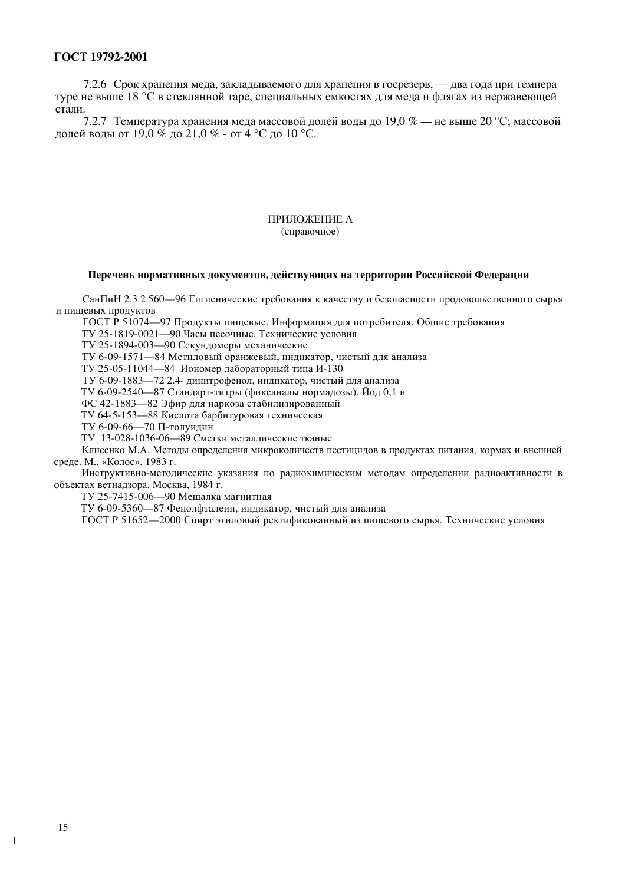7.2.6 Срок хранения меда, закладываемого для хранения в госрезерв, — два года при температуре не выше 18 °С в стеклянной таре, специальных емкостях для меда и флягах из нержавеющей стали.

7.2.7 Температура хранения меда массовой долей воды до 19,0 % — не выше 20 °С; массовой долей воды от 19,0 % до 21,0 % - от 4 °С до 10 °С.

ПРИЛОЖЕНИЕ А
(справочное)

**Перечень нормативных документов, действующих на территории Российской Федерации**

СанПиН 2.3.2.560—96 Гигиенические требования к качеству и безопасности продовольственного сырья и пищевых продуктов

ГОСТ Р 51074—97 Продукты пищевые. Информация для потребителя. Общие требования

ТУ 25-1819-0021—90 Часы песочные. Технические условия

ТУ 25-1894-003—90 Секундомеры механические

ТУ 6-09-1571—84 Метиловый оранжевый, индикатор, чистый для анализа

ТУ 25-05-11044—84 Иономер лабораторный типа И-130

ТУ 6-09-1883—72 2.4- динитрофенол, индикатор, чистый для анализа

ТУ 6-09-2540—87 Стандарт-титры (фиксаналы нормадозы). Йод 0,1 н

ФС 42-1883—82 Эфир для наркоза стабилизированный

ТУ 64-5-153—88 Кислота барбитуровая техническая

ТУ 6-09-66—70 П-толуидин

ТУ 13-028-1036-06—89 Сметки металлические тканые

Клисенко М.А. Методы определения микроколичеств пестицидов в продуктах питания, кормах и внешней среде. М., «Колос», 1983 г.

Инструктивно-методические указания по радиохимическим методам определении радиоактивности в объектах ветнадзора. Москва, 1984 г.

ТУ 25-7415-006—90 Мешалка магнитная

ТУ 6-09-5360—87 Фенолфталеин, индикатор, чистый для анализа

ГОСТ Р 51652—2000 Спирт этиловый ректификованный из пищевого сырья. Технические условия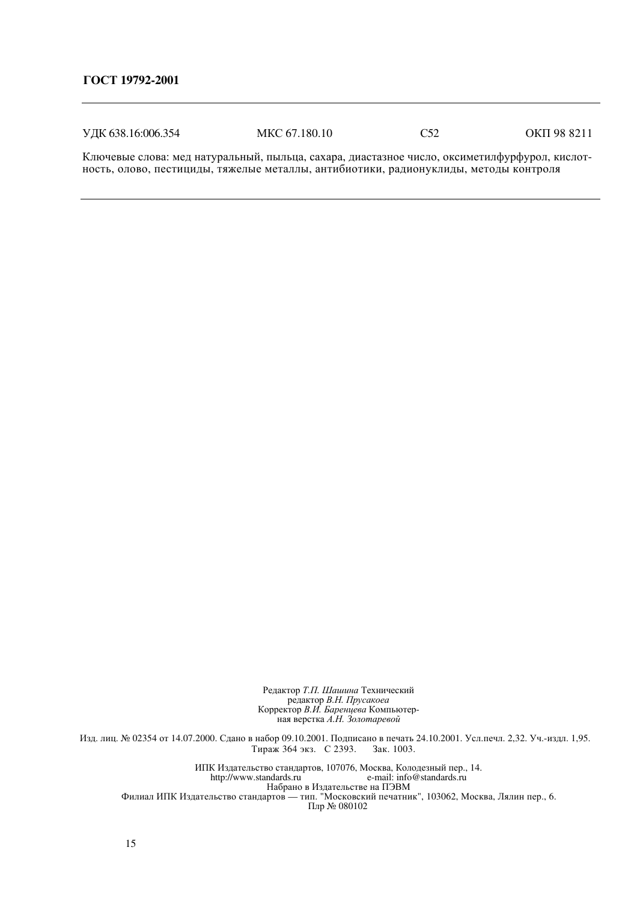УДК 638.16:006.354 МКС 67.180.10 С52 ОКП 98 8211

Ключевые слова: мед натуральный, пыльца, сахара, диастазное число, оксиметилфурфурол, кислотность, олово, пестициды, тяжелые металлы, антибиотики, радионуклиды, методы контроля

Редактор *Т.П. Шашина* Технический редактор *В.Н. Прусакова* Корректор *В.И. Баренцева* Компьютерная верстка *А.Н. Золотаревой*

Изд. лиц. № 02354 от 14.07.2000. Сдано в набор 09.10.2001. Подписано в печать 24.10.2001. Усл.печл. 2,32. Уч.-издл. 1,95. Тираж 364 экз. С 2393. Зак. 1003.

ИПК Издательство стандартов, 107076, Москва, Колодезный пер., 14.
http://www.standards.ru e-mail: info@standards.ru
Набрано в Издательстве на ПЭВМ
Филиал ИПК Издательство стандартов — тип. "Московский печатник", 103062, Москва, Лялин пер., 6.
Плр № 080102